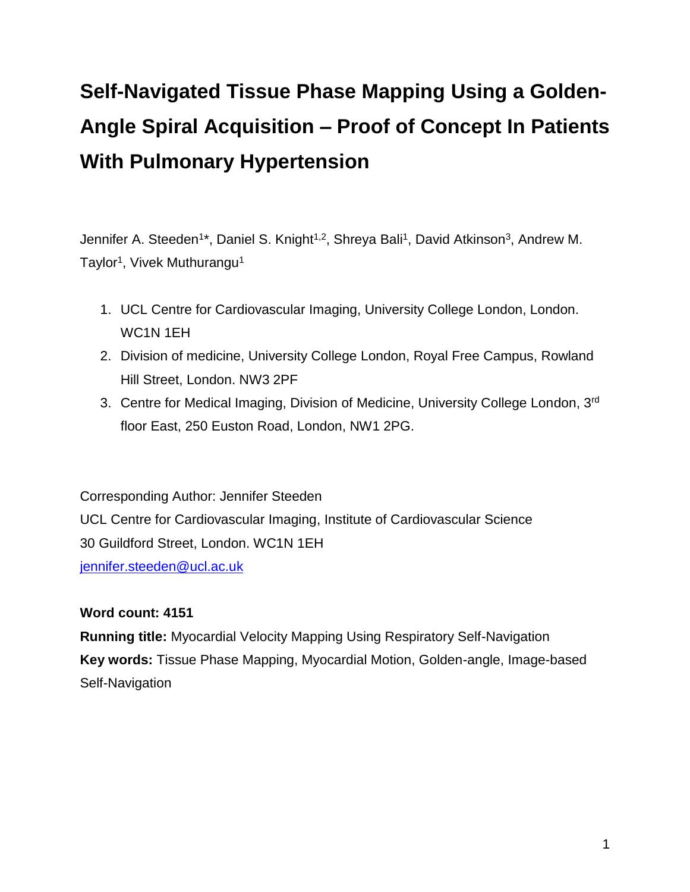# Self-Navigated Tissue Phase Mapping Using a Golden-Angle Spiral Acquisition – Proof of Concept In Patients With Pulmonary Hypertension

Jennifer A. Steeden[1]*, Daniel S. Knight[1,2], Shreya Bali[1], David Atkinson[3], Andrew M. Taylor[1], Vivek Muthurangu[1]

1. UCL Centre for Cardiovascular Imaging, University College London, London. WC1N 1EH
2. Division of medicine, University College London, Royal Free Campus, Rowland Hill Street, London. NW3 2PF
3. Centre for Medical Imaging, Division of Medicine, University College London, 3rd floor East, 250 Euston Road, London, NW1 2PG.

Corresponding Author: Jennifer Steeden
UCL Centre for Cardiovascular Imaging, Institute of Cardiovascular Science
30 Guildford Street, London. WC1N 1EH
jennifer.steeden@ucl.ac.uk

**Word count: 4151**
**Running title:** Myocardial Velocity Mapping Using Respiratory Self-Navigation
**Key words:** Tissue Phase Mapping, Myocardial Motion, Golden-angle, Image-based Self-Navigation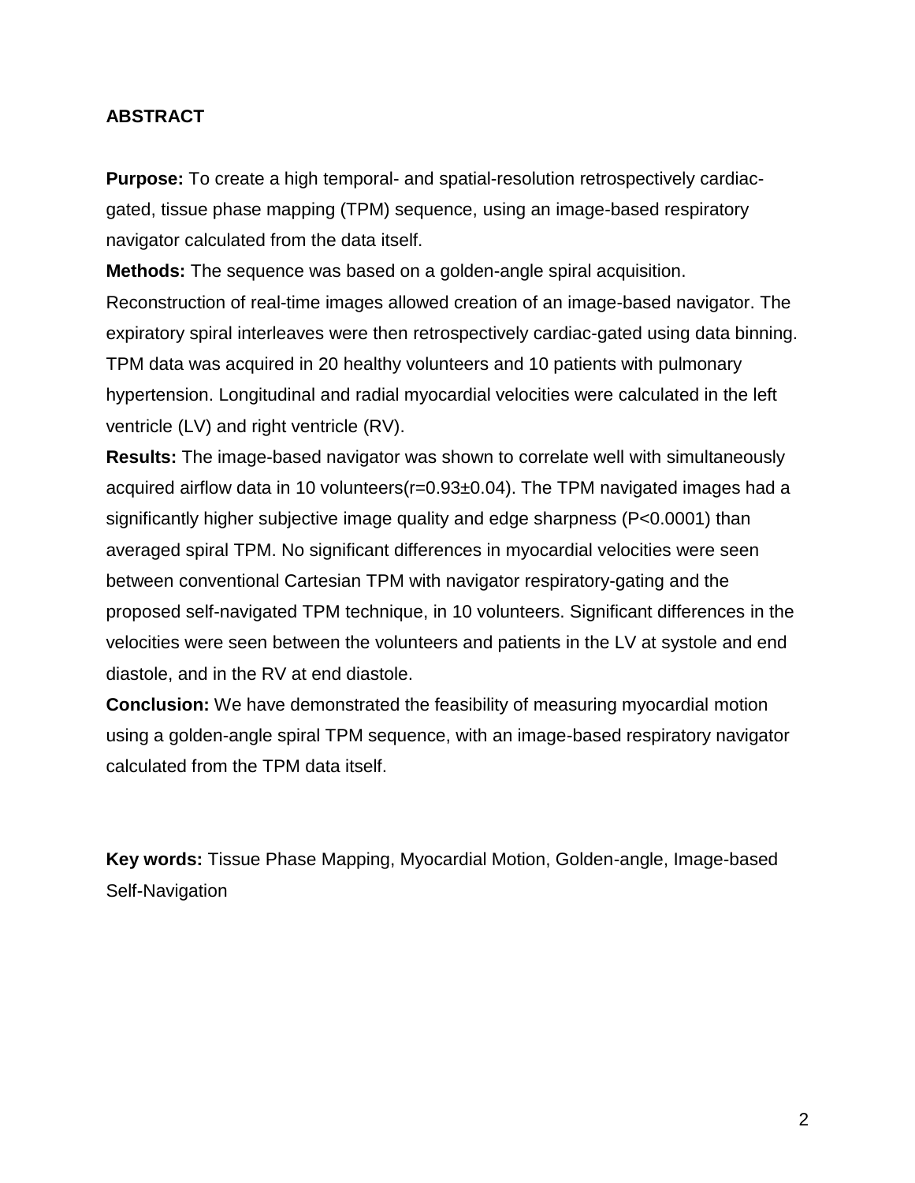## ABSTRACT

**Purpose:** To create a high temporal- and spatial-resolution retrospectively cardiac-gated, tissue phase mapping (TPM) sequence, using an image-based respiratory navigator calculated from the data itself.

**Methods:** The sequence was based on a golden-angle spiral acquisition. Reconstruction of real-time images allowed creation of an image-based navigator. The expiratory spiral interleaves were then retrospectively cardiac-gated using data binning. TPM data was acquired in 20 healthy volunteers and 10 patients with pulmonary hypertension. Longitudinal and radial myocardial velocities were calculated in the left ventricle (LV) and right ventricle (RV).

**Results:** The image-based navigator was shown to correlate well with simultaneously acquired airflow data in 10 volunteers($r=0.93\pm0.04$). The TPM navigated images had a significantly higher subjective image quality and edge sharpness ($P<0.0001$) than averaged spiral TPM. No significant differences in myocardial velocities were seen between conventional Cartesian TPM with navigator respiratory-gating and the proposed self-navigated TPM technique, in 10 volunteers. Significant differences in the velocities were seen between the volunteers and patients in the LV at systole and end diastole, and in the RV at end diastole.

**Conclusion:** We have demonstrated the feasibility of measuring myocardial motion using a golden-angle spiral TPM sequence, with an image-based respiratory navigator calculated from the TPM data itself.

**Key words:** Tissue Phase Mapping, Myocardial Motion, Golden-angle, Image-based Self-Navigation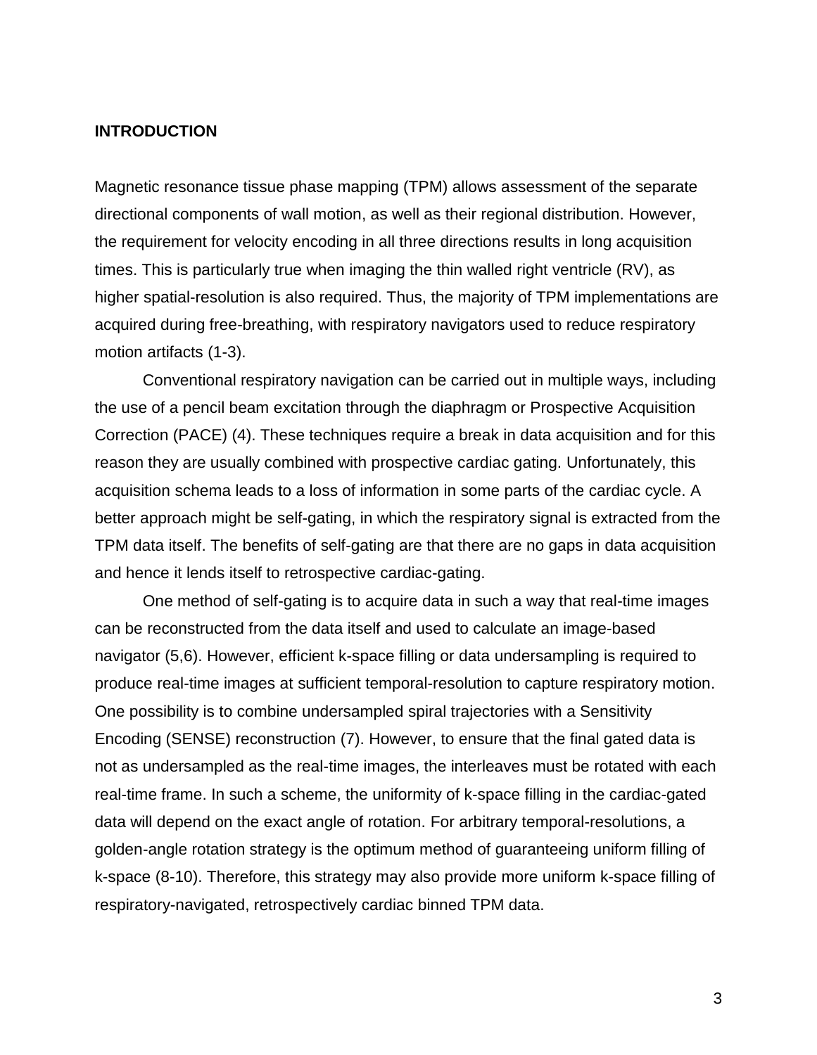## INTRODUCTION

Magnetic resonance tissue phase mapping (TPM) allows assessment of the separate directional components of wall motion, as well as their regional distribution. However, the requirement for velocity encoding in all three directions results in long acquisition times. This is particularly true when imaging the thin walled right ventricle (RV), as higher spatial-resolution is also required. Thus, the majority of TPM implementations are acquired during free-breathing, with respiratory navigators used to reduce respiratory motion artifacts (1-3).

Conventional respiratory navigation can be carried out in multiple ways, including the use of a pencil beam excitation through the diaphragm or Prospective Acquisition Correction (PACE) (4). These techniques require a break in data acquisition and for this reason they are usually combined with prospective cardiac gating. Unfortunately, this acquisition schema leads to a loss of information in some parts of the cardiac cycle. A better approach might be self-gating, in which the respiratory signal is extracted from the TPM data itself. The benefits of self-gating are that there are no gaps in data acquisition and hence it lends itself to retrospective cardiac-gating.

One method of self-gating is to acquire data in such a way that real-time images can be reconstructed from the data itself and used to calculate an image-based navigator (5,6). However, efficient k-space filling or data undersampling is required to produce real-time images at sufficient temporal-resolution to capture respiratory motion. One possibility is to combine undersampled spiral trajectories with a Sensitivity Encoding (SENSE) reconstruction (7). However, to ensure that the final gated data is not as undersampled as the real-time images, the interleaves must be rotated with each real-time frame. In such a scheme, the uniformity of k-space filling in the cardiac-gated data will depend on the exact angle of rotation. For arbitrary temporal-resolutions, a golden-angle rotation strategy is the optimum method of guaranteeing uniform filling of k-space (8-10). Therefore, this strategy may also provide more uniform k-space filling of respiratory-navigated, retrospectively cardiac binned TPM data.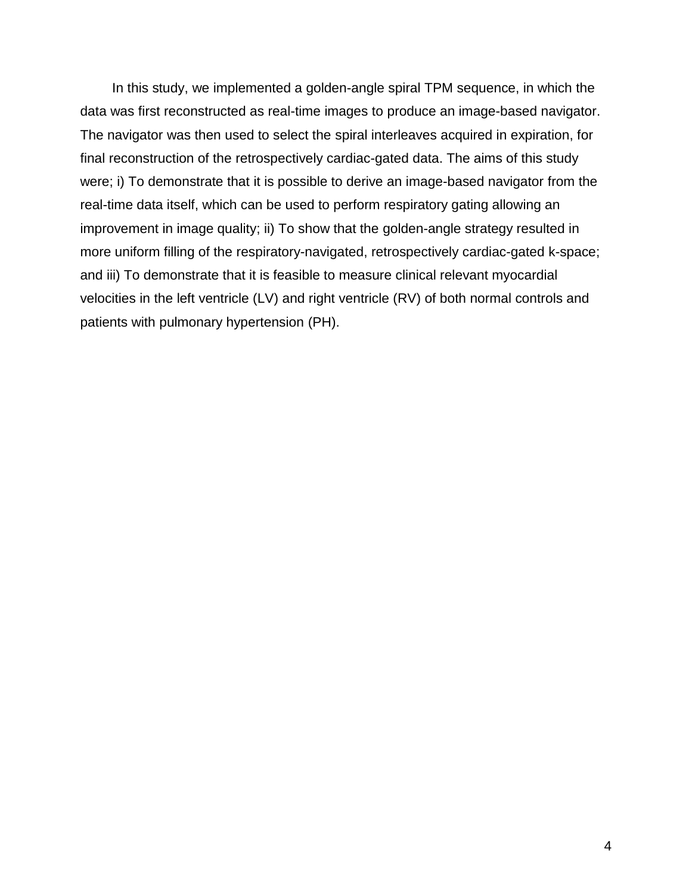In this study, we implemented a golden-angle spiral TPM sequence, in which the data was first reconstructed as real-time images to produce an image-based navigator. The navigator was then used to select the spiral interleaves acquired in expiration, for final reconstruction of the retrospectively cardiac-gated data. The aims of this study were; i) To demonstrate that it is possible to derive an image-based navigator from the real-time data itself, which can be used to perform respiratory gating allowing an improvement in image quality; ii) To show that the golden-angle strategy resulted in more uniform filling of the respiratory-navigated, retrospectively cardiac-gated k-space; and iii) To demonstrate that it is feasible to measure clinical relevant myocardial velocities in the left ventricle (LV) and right ventricle (RV) of both normal controls and patients with pulmonary hypertension (PH).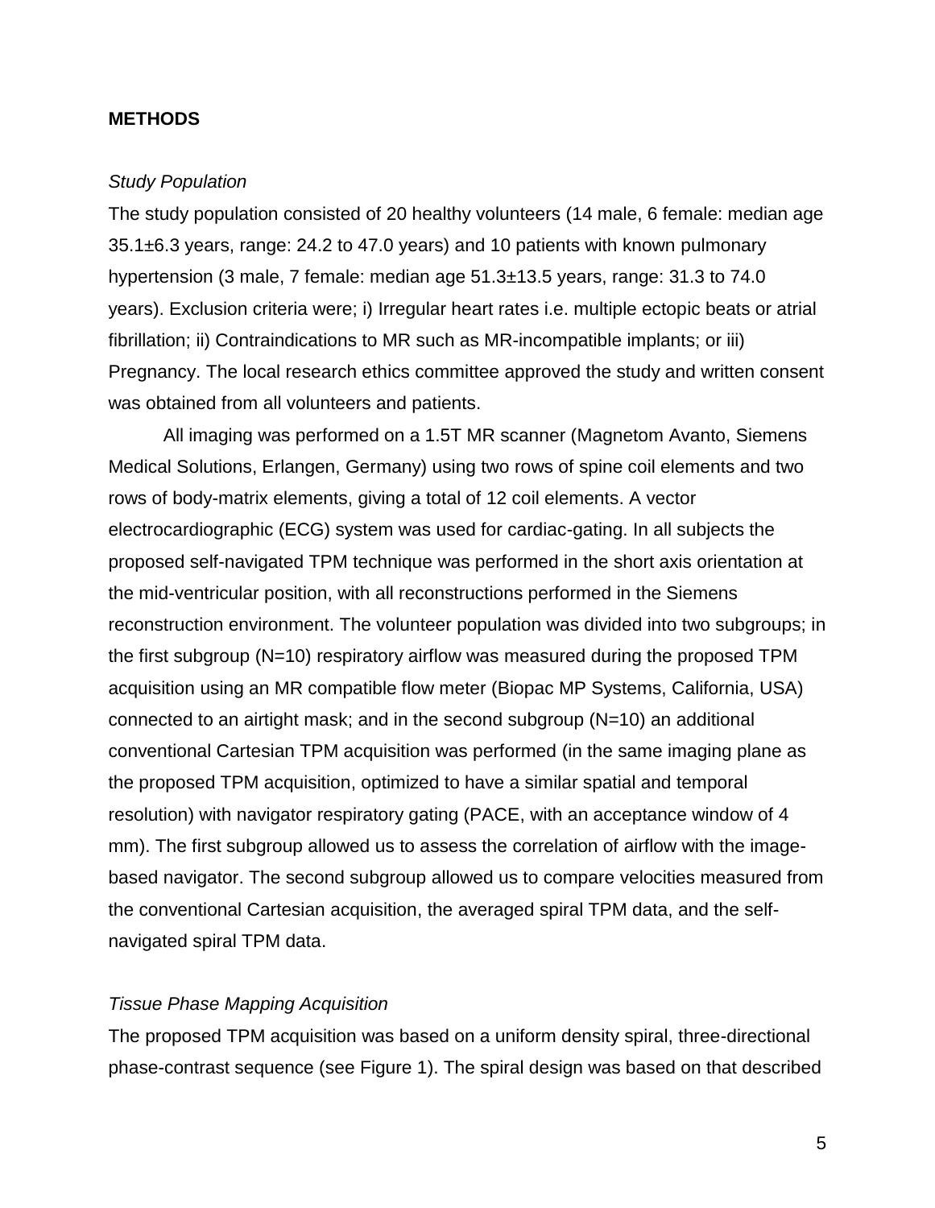## METHODS

*Study Population*

The study population consisted of 20 healthy volunteers (14 male, 6 female: median age 35.1±6.3 years, range: 24.2 to 47.0 years) and 10 patients with known pulmonary hypertension (3 male, 7 female: median age 51.3±13.5 years, range: 31.3 to 74.0 years). Exclusion criteria were; i) Irregular heart rates i.e. multiple ectopic beats or atrial fibrillation; ii) Contraindications to MR such as MR-incompatible implants; or iii) Pregnancy. The local research ethics committee approved the study and written consent was obtained from all volunteers and patients.

All imaging was performed on a 1.5T MR scanner (Magnetom Avanto, Siemens Medical Solutions, Erlangen, Germany) using two rows of spine coil elements and two rows of body-matrix elements, giving a total of 12 coil elements. A vector electrocardiographic (ECG) system was used for cardiac-gating. In all subjects the proposed self-navigated TPM technique was performed in the short axis orientation at the mid-ventricular position, with all reconstructions performed in the Siemens reconstruction environment. The volunteer population was divided into two subgroups; in the first subgroup (N=10) respiratory airflow was measured during the proposed TPM acquisition using an MR compatible flow meter (Biopac MP Systems, California, USA) connected to an airtight mask; and in the second subgroup (N=10) an additional conventional Cartesian TPM acquisition was performed (in the same imaging plane as the proposed TPM acquisition, optimized to have a similar spatial and temporal resolution) with navigator respiratory gating (PACE, with an acceptance window of 4 mm). The first subgroup allowed us to assess the correlation of airflow with the image-based navigator. The second subgroup allowed us to compare velocities measured from the conventional Cartesian acquisition, the averaged spiral TPM data, and the self-navigated spiral TPM data.

*Tissue Phase Mapping Acquisition*

The proposed TPM acquisition was based on a uniform density spiral, three-directional phase-contrast sequence (see Figure 1). The spiral design was based on that described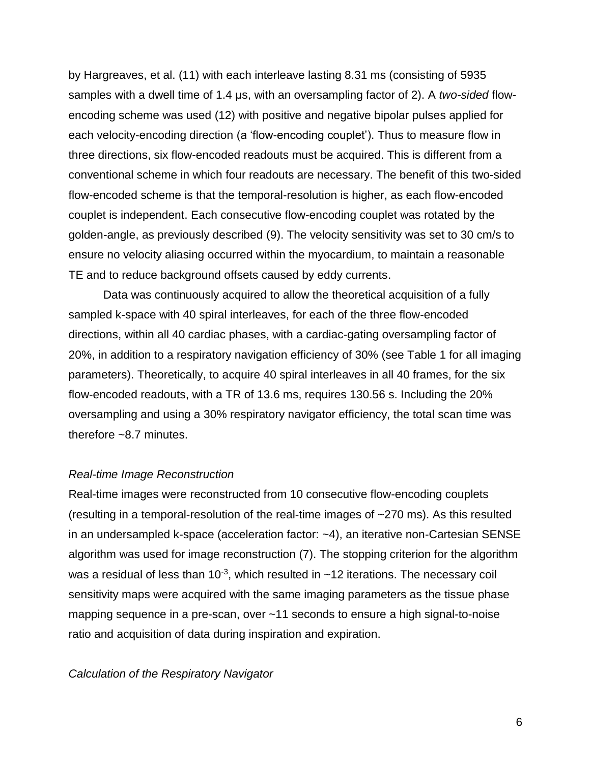by Hargreaves, et al. (11) with each interleave lasting 8.31 ms (consisting of 5935 samples with a dwell time of 1.4 μs, with an oversampling factor of 2). A *two-sided* flow-encoding scheme was used (12) with positive and negative bipolar pulses applied for each velocity-encoding direction (a 'flow-encoding couplet'). Thus to measure flow in three directions, six flow-encoded readouts must be acquired. This is different from a conventional scheme in which four readouts are necessary. The benefit of this two-sided flow-encoded scheme is that the temporal-resolution is higher, as each flow-encoded couplet is independent. Each consecutive flow-encoding couplet was rotated by the golden-angle, as previously described (9). The velocity sensitivity was set to 30 cm/s to ensure no velocity aliasing occurred within the myocardium, to maintain a reasonable TE and to reduce background offsets caused by eddy currents.

Data was continuously acquired to allow the theoretical acquisition of a fully sampled k-space with 40 spiral interleaves, for each of the three flow-encoded directions, within all 40 cardiac phases, with a cardiac-gating oversampling factor of 20%, in addition to a respiratory navigation efficiency of 30% (see Table 1 for all imaging parameters). Theoretically, to acquire 40 spiral interleaves in all 40 frames, for the six flow-encoded readouts, with a TR of 13.6 ms, requires 130.56 s. Including the 20% oversampling and using a 30% respiratory navigator efficiency, the total scan time was therefore ~8.7 minutes.

*Real-time Image Reconstruction*

Real-time images were reconstructed from 10 consecutive flow-encoding couplets (resulting in a temporal-resolution of the real-time images of ~270 ms). As this resulted in an undersampled k-space (acceleration factor: ~4), an iterative non-Cartesian SENSE algorithm was used for image reconstruction (7). The stopping criterion for the algorithm was a residual of less than $10^{-3}$, which resulted in ~12 iterations. The necessary coil sensitivity maps were acquired with the same imaging parameters as the tissue phase mapping sequence in a pre-scan, over ~11 seconds to ensure a high signal-to-noise ratio and acquisition of data during inspiration and expiration.

*Calculation of the Respiratory Navigator*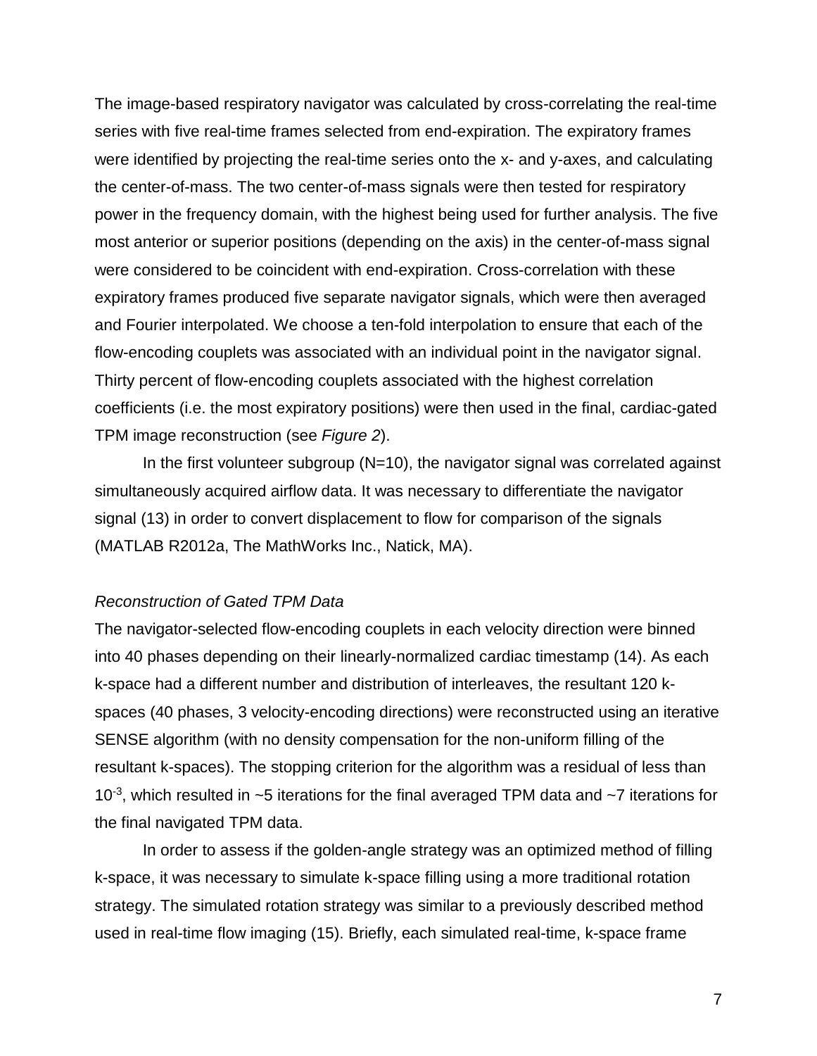The image-based respiratory navigator was calculated by cross-correlating the real-time series with five real-time frames selected from end-expiration. The expiratory frames were identified by projecting the real-time series onto the x- and y-axes, and calculating the center-of-mass. The two center-of-mass signals were then tested for respiratory power in the frequency domain, with the highest being used for further analysis. The five most anterior or superior positions (depending on the axis) in the center-of-mass signal were considered to be coincident with end-expiration. Cross-correlation with these expiratory frames produced five separate navigator signals, which were then averaged and Fourier interpolated. We choose a ten-fold interpolation to ensure that each of the flow-encoding couplets was associated with an individual point in the navigator signal. Thirty percent of flow-encoding couplets associated with the highest correlation coefficients (i.e. the most expiratory positions) were then used in the final, cardiac-gated TPM image reconstruction (see *Figure 2*).

In the first volunteer subgroup (N=10), the navigator signal was correlated against simultaneously acquired airflow data. It was necessary to differentiate the navigator signal (13) in order to convert displacement to flow for comparison of the signals (MATLAB R2012a, The MathWorks Inc., Natick, MA).

*Reconstruction of Gated TPM Data*

The navigator-selected flow-encoding couplets in each velocity direction were binned into 40 phases depending on their linearly-normalized cardiac timestamp (14). As each k-space had a different number and distribution of interleaves, the resultant 120 k-spaces (40 phases, 3 velocity-encoding directions) were reconstructed using an iterative SENSE algorithm (with no density compensation for the non-uniform filling of the resultant k-spaces). The stopping criterion for the algorithm was a residual of less than $10^{-3}$, which resulted in ~5 iterations for the final averaged TPM data and ~7 iterations for the final navigated TPM data.

In order to assess if the golden-angle strategy was an optimized method of filling k-space, it was necessary to simulate k-space filling using a more traditional rotation strategy. The simulated rotation strategy was similar to a previously described method used in real-time flow imaging (15). Briefly, each simulated real-time, k-space frame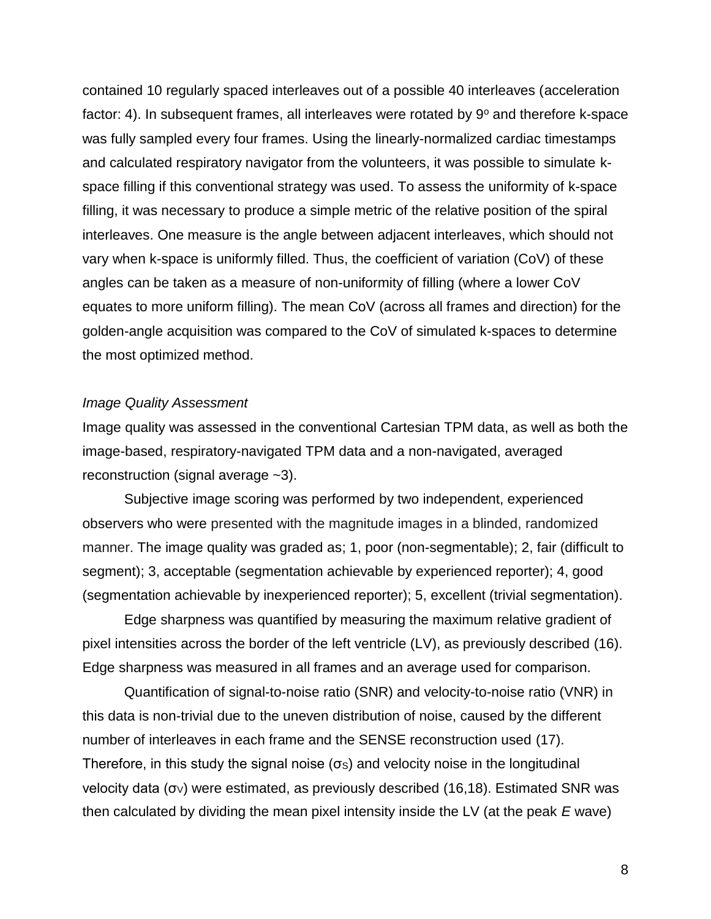contained 10 regularly spaced interleaves out of a possible 40 interleaves (acceleration factor: 4). In subsequent frames, all interleaves were rotated by $9^o$ and therefore k-space was fully sampled every four frames. Using the linearly-normalized cardiac timestamps and calculated respiratory navigator from the volunteers, it was possible to simulate k-space filling if this conventional strategy was used. To assess the uniformity of k-space filling, it was necessary to produce a simple metric of the relative position of the spiral interleaves. One measure is the angle between adjacent interleaves, which should not vary when k-space is uniformly filled. Thus, the coefficient of variation (CoV) of these angles can be taken as a measure of non-uniformity of filling (where a lower CoV equates to more uniform filling). The mean CoV (across all frames and direction) for the golden-angle acquisition was compared to the CoV of simulated k-spaces to determine the most optimized method.

*Image Quality Assessment*

Image quality was assessed in the conventional Cartesian TPM data, as well as both the image-based, respiratory-navigated TPM data and a non-navigated, averaged reconstruction (signal average ~3).

Subjective image scoring was performed by two independent, experienced observers who were presented with the magnitude images in a blinded, randomized manner. The image quality was graded as; 1, poor (non-segmentable); 2, fair (difficult to segment); 3, acceptable (segmentation achievable by experienced reporter); 4, good (segmentation achievable by inexperienced reporter); 5, excellent (trivial segmentation).

Edge sharpness was quantified by measuring the maximum relative gradient of pixel intensities across the border of the left ventricle (LV), as previously described (16). Edge sharpness was measured in all frames and an average used for comparison.

Quantification of signal-to-noise ratio (SNR) and velocity-to-noise ratio (VNR) in this data is non-trivial due to the uneven distribution of noise, caused by the different number of interleaves in each frame and the SENSE reconstruction used (17). Therefore, in this study the signal noise ($\sigma_S$) and velocity noise in the longitudinal velocity data ($\sigma_V$) were estimated, as previously described (16,18). Estimated SNR was then calculated by dividing the mean pixel intensity inside the LV (at the peak *E* wave)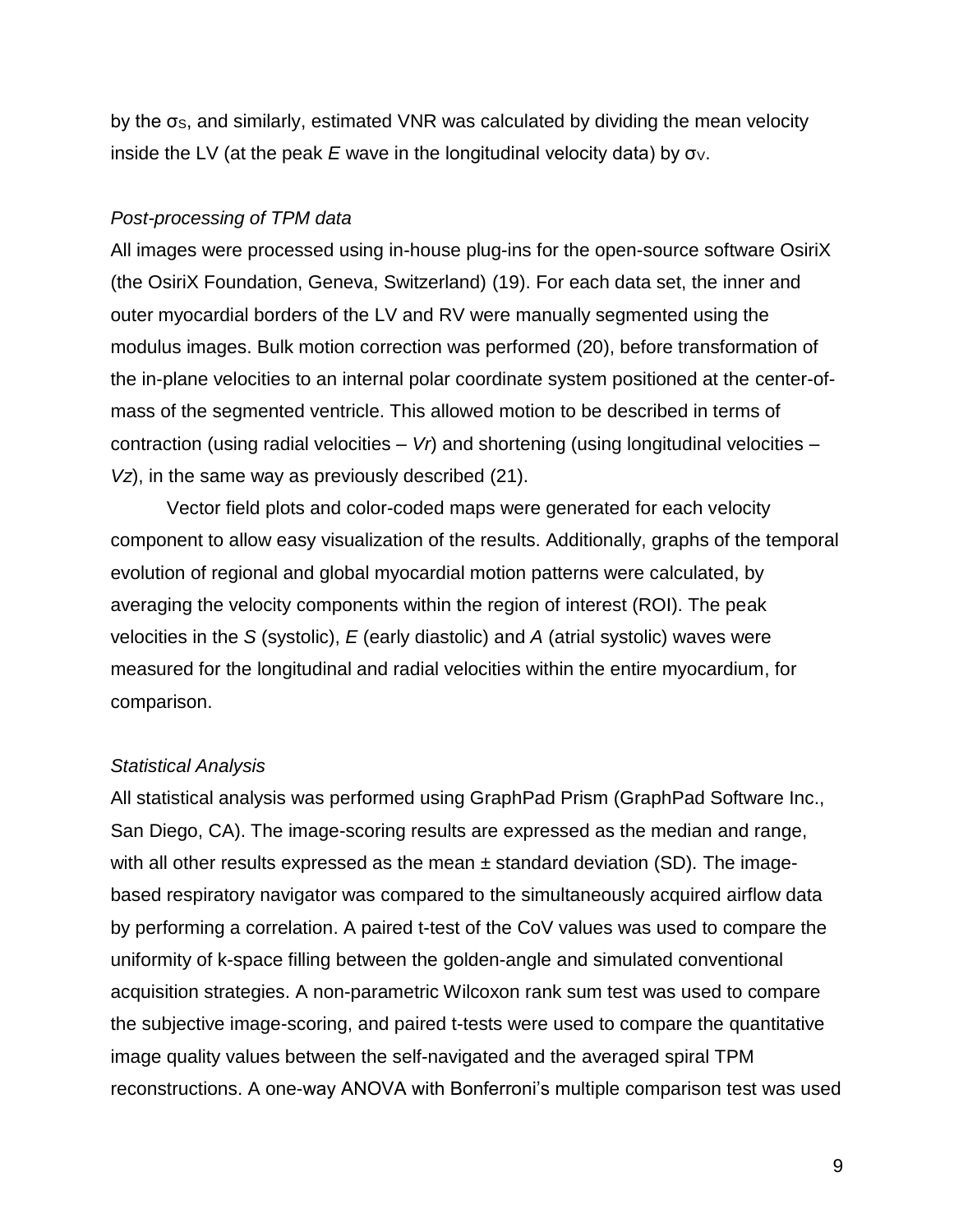by the $\sigma_S$, and similarly, estimated VNR was calculated by dividing the mean velocity inside the LV (at the peak *E* wave in the longitudinal velocity data) by $\sigma_V$.

### *Post-processing of TPM data*

All images were processed using in-house plug-ins for the open-source software OsiriX (the OsiriX Foundation, Geneva, Switzerland) (19). For each data set, the inner and outer myocardial borders of the LV and RV were manually segmented using the modulus images. Bulk motion correction was performed (20), before transformation of the in-plane velocities to an internal polar coordinate system positioned at the center-of-mass of the segmented ventricle. This allowed motion to be described in terms of contraction (using radial velocities – *Vr*) and shortening (using longitudinal velocities – *Vz*), in the same way as previously described (21).

Vector field plots and color-coded maps were generated for each velocity component to allow easy visualization of the results. Additionally, graphs of the temporal evolution of regional and global myocardial motion patterns were calculated, by averaging the velocity components within the region of interest (ROI). The peak velocities in the *S* (systolic), *E* (early diastolic) and *A* (atrial systolic) waves were measured for the longitudinal and radial velocities within the entire myocardium, for comparison.

### *Statistical Analysis*

All statistical analysis was performed using GraphPad Prism (GraphPad Software Inc., San Diego, CA). The image-scoring results are expressed as the median and range, with all other results expressed as the mean ± standard deviation (SD). The image-based respiratory navigator was compared to the simultaneously acquired airflow data by performing a correlation. A paired t-test of the CoV values was used to compare the uniformity of k-space filling between the golden-angle and simulated conventional acquisition strategies. A non-parametric Wilcoxon rank sum test was used to compare the subjective image-scoring, and paired t-tests were used to compare the quantitative image quality values between the self-navigated and the averaged spiral TPM reconstructions. A one-way ANOVA with Bonferroni's multiple comparison test was used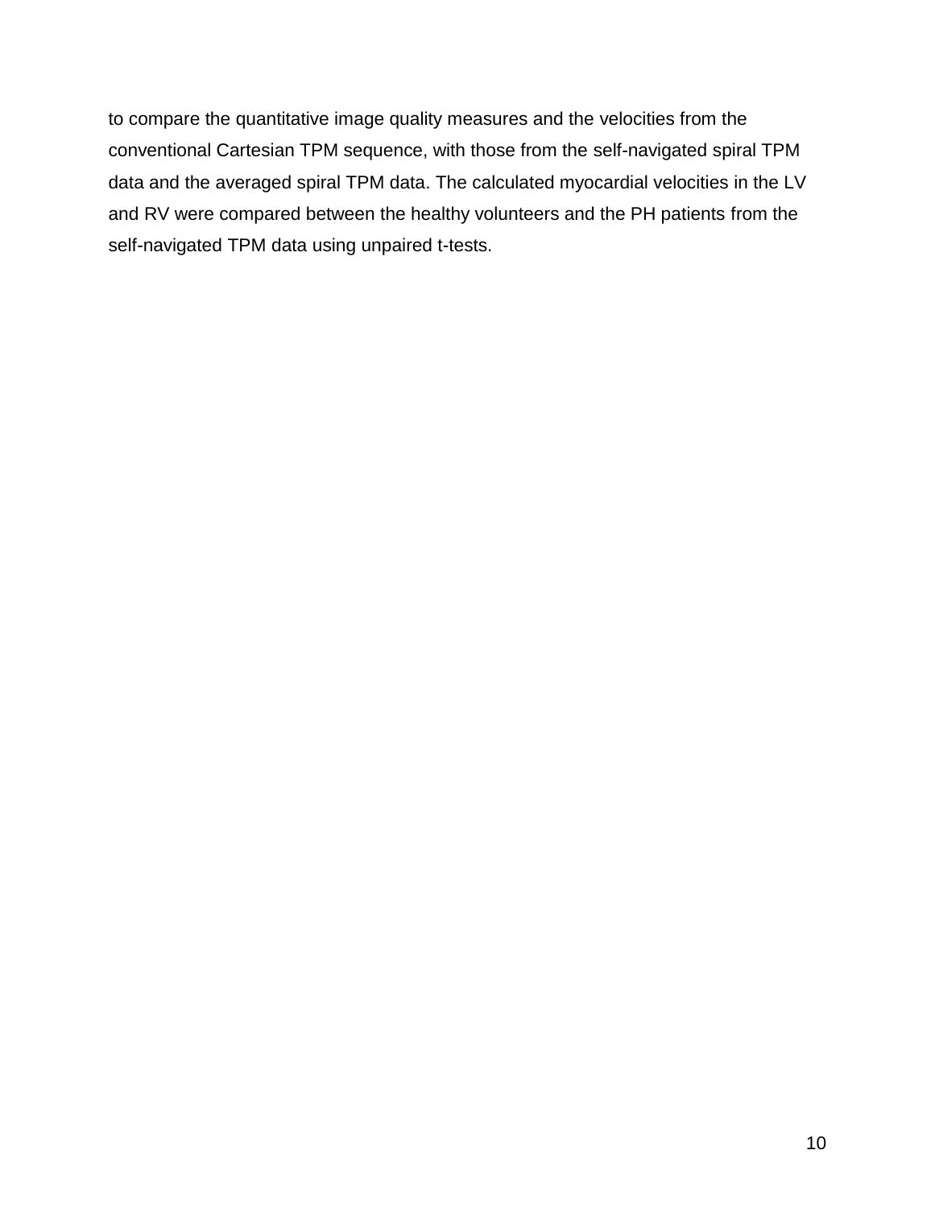to compare the quantitative image quality measures and the velocities from the conventional Cartesian TPM sequence, with those from the self-navigated spiral TPM data and the averaged spiral TPM data. The calculated myocardial velocities in the LV and RV were compared between the healthy volunteers and the PH patients from the self-navigated TPM data using unpaired t-tests.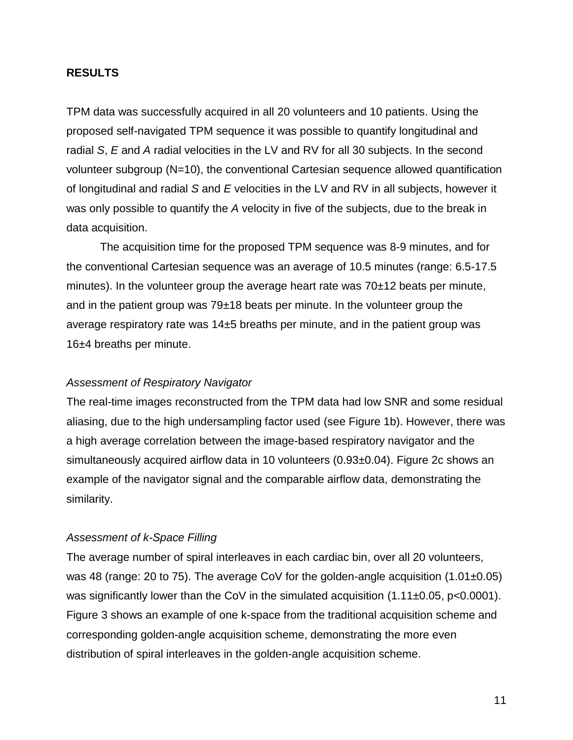## RESULTS

TPM data was successfully acquired in all 20 volunteers and 10 patients. Using the proposed self-navigated TPM sequence it was possible to quantify longitudinal and radial *S*, *E* and *A* radial velocities in the LV and RV for all 30 subjects. In the second volunteer subgroup (N=10), the conventional Cartesian sequence allowed quantification of longitudinal and radial *S* and *E* velocities in the LV and RV in all subjects, however it was only possible to quantify the *A* velocity in five of the subjects, due to the break in data acquisition.

The acquisition time for the proposed TPM sequence was 8-9 minutes, and for the conventional Cartesian sequence was an average of 10.5 minutes (range: 6.5-17.5 minutes). In the volunteer group the average heart rate was 70±12 beats per minute, and in the patient group was 79±18 beats per minute. In the volunteer group the average respiratory rate was 14±5 breaths per minute, and in the patient group was 16±4 breaths per minute.

### *Assessment of Respiratory Navigator*

The real-time images reconstructed from the TPM data had low SNR and some residual aliasing, due to the high undersampling factor used (see Figure 1b). However, there was a high average correlation between the image-based respiratory navigator and the simultaneously acquired airflow data in 10 volunteers (0.93±0.04). Figure 2c shows an example of the navigator signal and the comparable airflow data, demonstrating the similarity.

### *Assessment of k-Space Filling*

The average number of spiral interleaves in each cardiac bin, over all 20 volunteers, was 48 (range: 20 to 75). The average CoV for the golden-angle acquisition (1.01±0.05) was significantly lower than the CoV in the simulated acquisition (1.11±0.05, $p<0.0001$). Figure 3 shows an example of one k-space from the traditional acquisition scheme and corresponding golden-angle acquisition scheme, demonstrating the more even distribution of spiral interleaves in the golden-angle acquisition scheme.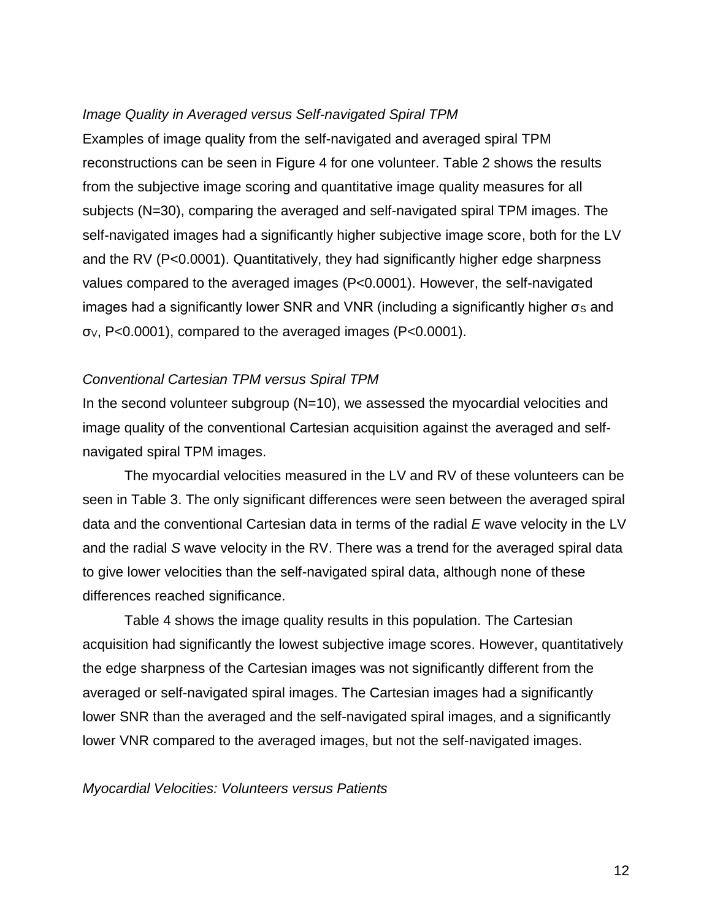*Image Quality in Averaged versus Self-navigated Spiral TPM*

Examples of image quality from the self-navigated and averaged spiral TPM reconstructions can be seen in Figure 4 for one volunteer. Table 2 shows the results from the subjective image scoring and quantitative image quality measures for all subjects (N=30), comparing the averaged and self-navigated spiral TPM images. The self-navigated images had a significantly higher subjective image score, both for the LV and the RV (P<0.0001). Quantitatively, they had significantly higher edge sharpness values compared to the averaged images (P<0.0001). However, the self-navigated images had a significantly lower SNR and VNR (including a significantly higher $\sigma_S$ and $\sigma_V$, P<0.0001), compared to the averaged images (P<0.0001).

*Conventional Cartesian TPM versus Spiral TPM*

In the second volunteer subgroup (N=10), we assessed the myocardial velocities and image quality of the conventional Cartesian acquisition against the averaged and self-navigated spiral TPM images.

The myocardial velocities measured in the LV and RV of these volunteers can be seen in Table 3. The only significant differences were seen between the averaged spiral data and the conventional Cartesian data in terms of the radial *E* wave velocity in the LV and the radial *S* wave velocity in the RV. There was a trend for the averaged spiral data to give lower velocities than the self-navigated spiral data, although none of these differences reached significance.

Table 4 shows the image quality results in this population. The Cartesian acquisition had significantly the lowest subjective image scores. However, quantitatively the edge sharpness of the Cartesian images was not significantly different from the averaged or self-navigated spiral images. The Cartesian images had a significantly lower SNR than the averaged and the self-navigated spiral images, and a significantly lower VNR compared to the averaged images, but not the self-navigated images.

*Myocardial Velocities: Volunteers versus Patients*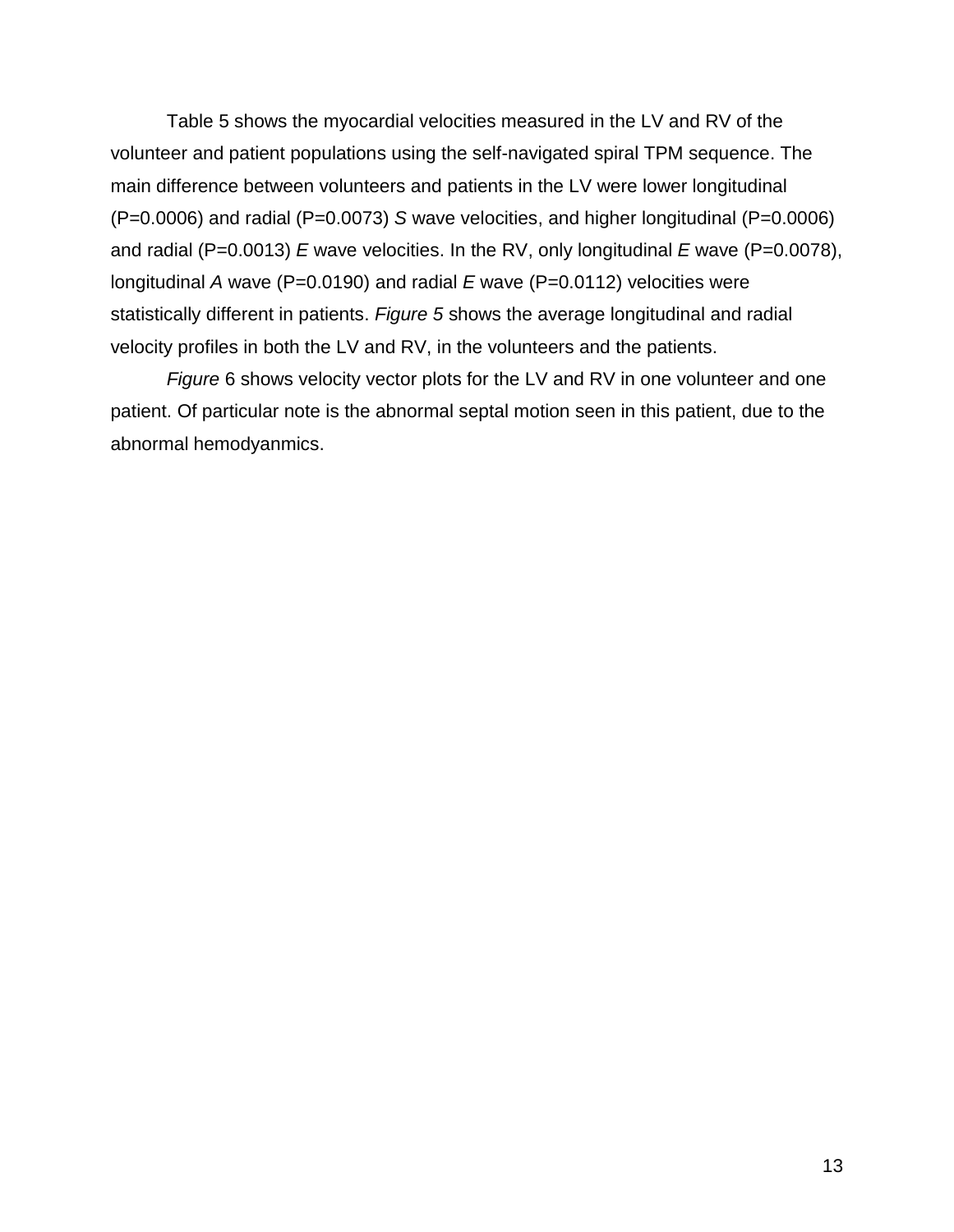Table 5 shows the myocardial velocities measured in the LV and RV of the volunteer and patient populations using the self-navigated spiral TPM sequence. The main difference between volunteers and patients in the LV were lower longitudinal (P=0.0006) and radial (P=0.0073) *S* wave velocities, and higher longitudinal (P=0.0006) and radial (P=0.0013) *E* wave velocities. In the RV, only longitudinal *E* wave (P=0.0078), longitudinal *A* wave (P=0.0190) and radial *E* wave (P=0.0112) velocities were statistically different in patients. *Figure 5* shows the average longitudinal and radial velocity profiles in both the LV and RV, in the volunteers and the patients.

*Figure* 6 shows velocity vector plots for the LV and RV in one volunteer and one patient. Of particular note is the abnormal septal motion seen in this patient, due to the abnormal hemodyanmics.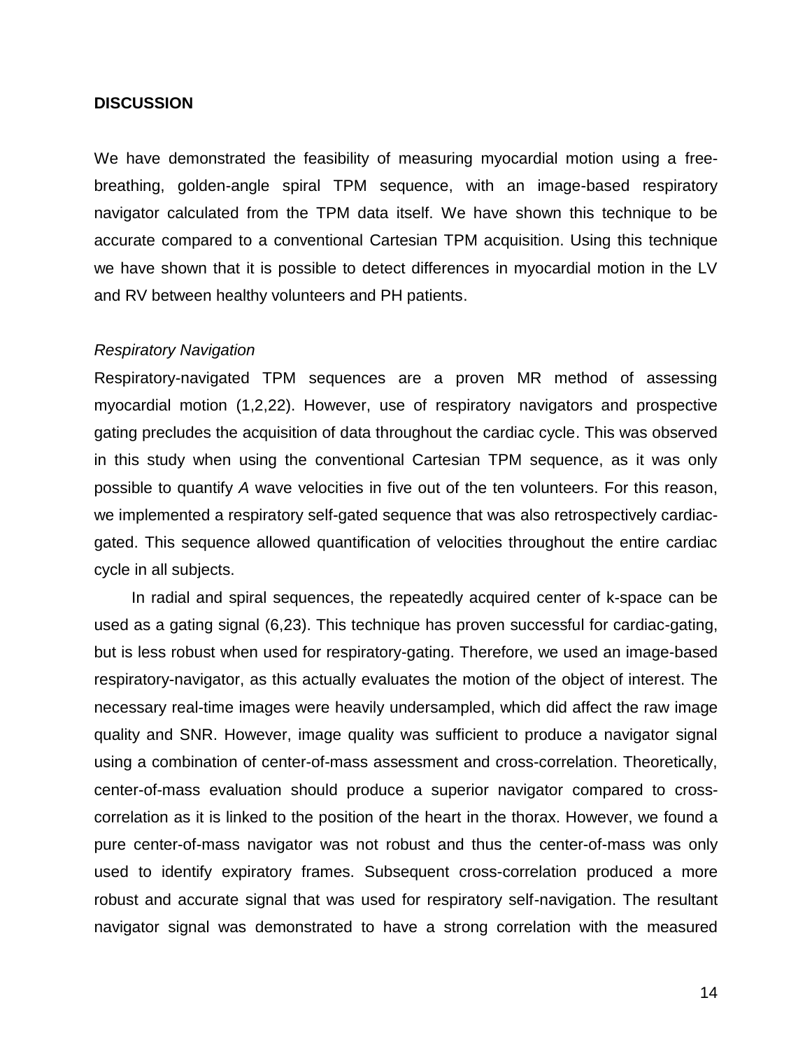## DISCUSSION

We have demonstrated the feasibility of measuring myocardial motion using a free-breathing, golden-angle spiral TPM sequence, with an image-based respiratory navigator calculated from the TPM data itself. We have shown this technique to be accurate compared to a conventional Cartesian TPM acquisition. Using this technique we have shown that it is possible to detect differences in myocardial motion in the LV and RV between healthy volunteers and PH patients.

*Respiratory Navigation*

Respiratory-navigated TPM sequences are a proven MR method of assessing myocardial motion (1,2,22). However, use of respiratory navigators and prospective gating precludes the acquisition of data throughout the cardiac cycle. This was observed in this study when using the conventional Cartesian TPM sequence, as it was only possible to quantify *A* wave velocities in five out of the ten volunteers. For this reason, we implemented a respiratory self-gated sequence that was also retrospectively cardiac-gated. This sequence allowed quantification of velocities throughout the entire cardiac cycle in all subjects.

In radial and spiral sequences, the repeatedly acquired center of k-space can be used as a gating signal (6,23). This technique has proven successful for cardiac-gating, but is less robust when used for respiratory-gating. Therefore, we used an image-based respiratory-navigator, as this actually evaluates the motion of the object of interest. The necessary real-time images were heavily undersampled, which did affect the raw image quality and SNR. However, image quality was sufficient to produce a navigator signal using a combination of center-of-mass assessment and cross-correlation. Theoretically, center-of-mass evaluation should produce a superior navigator compared to cross-correlation as it is linked to the position of the heart in the thorax. However, we found a pure center-of-mass navigator was not robust and thus the center-of-mass was only used to identify expiratory frames. Subsequent cross-correlation produced a more robust and accurate signal that was used for respiratory self-navigation. The resultant navigator signal was demonstrated to have a strong correlation with the measured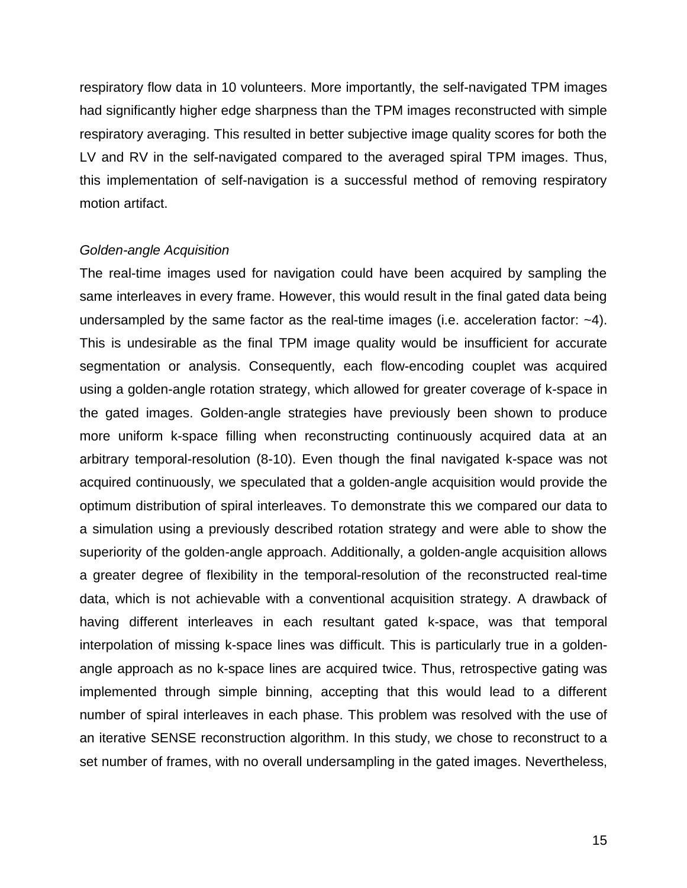respiratory flow data in 10 volunteers. More importantly, the self-navigated TPM images had significantly higher edge sharpness than the TPM images reconstructed with simple respiratory averaging. This resulted in better subjective image quality scores for both the LV and RV in the self-navigated compared to the averaged spiral TPM images. Thus, this implementation of self-navigation is a successful method of removing respiratory motion artifact.

*Golden-angle Acquisition*

The real-time images used for navigation could have been acquired by sampling the same interleaves in every frame. However, this would result in the final gated data being undersampled by the same factor as the real-time images (i.e. acceleration factor: ~4). This is undesirable as the final TPM image quality would be insufficient for accurate segmentation or analysis. Consequently, each flow-encoding couplet was acquired using a golden-angle rotation strategy, which allowed for greater coverage of k-space in the gated images. Golden-angle strategies have previously been shown to produce more uniform k-space filling when reconstructing continuously acquired data at an arbitrary temporal-resolution (8-10). Even though the final navigated k-space was not acquired continuously, we speculated that a golden-angle acquisition would provide the optimum distribution of spiral interleaves. To demonstrate this we compared our data to a simulation using a previously described rotation strategy and were able to show the superiority of the golden-angle approach. Additionally, a golden-angle acquisition allows a greater degree of flexibility in the temporal-resolution of the reconstructed real-time data, which is not achievable with a conventional acquisition strategy. A drawback of having different interleaves in each resultant gated k-space, was that temporal interpolation of missing k-space lines was difficult. This is particularly true in a golden-angle approach as no k-space lines are acquired twice. Thus, retrospective gating was implemented through simple binning, accepting that this would lead to a different number of spiral interleaves in each phase. This problem was resolved with the use of an iterative SENSE reconstruction algorithm. In this study, we chose to reconstruct to a set number of frames, with no overall undersampling in the gated images. Nevertheless,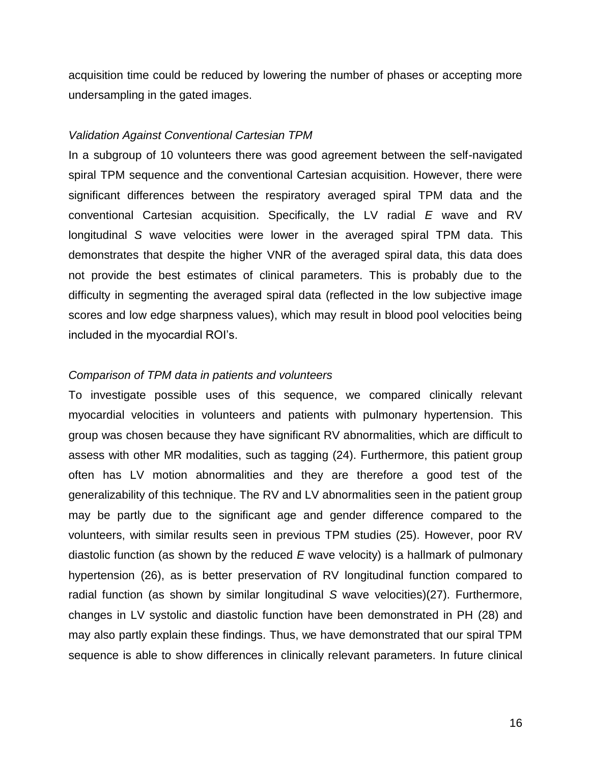acquisition time could be reduced by lowering the number of phases or accepting more undersampling in the gated images.

*Validation Against Conventional Cartesian TPM*

In a subgroup of 10 volunteers there was good agreement between the self-navigated spiral TPM sequence and the conventional Cartesian acquisition. However, there were significant differences between the respiratory averaged spiral TPM data and the conventional Cartesian acquisition. Specifically, the LV radial *E* wave and RV longitudinal *S* wave velocities were lower in the averaged spiral TPM data. This demonstrates that despite the higher VNR of the averaged spiral data, this data does not provide the best estimates of clinical parameters. This is probably due to the difficulty in segmenting the averaged spiral data (reflected in the low subjective image scores and low edge sharpness values), which may result in blood pool velocities being included in the myocardial ROI's.

*Comparison of TPM data in patients and volunteers*

To investigate possible uses of this sequence, we compared clinically relevant myocardial velocities in volunteers and patients with pulmonary hypertension. This group was chosen because they have significant RV abnormalities, which are difficult to assess with other MR modalities, such as tagging (24). Furthermore, this patient group often has LV motion abnormalities and they are therefore a good test of the generalizability of this technique. The RV and LV abnormalities seen in the patient group may be partly due to the significant age and gender difference compared to the volunteers, with similar results seen in previous TPM studies (25). However, poor RV diastolic function (as shown by the reduced *E* wave velocity) is a hallmark of pulmonary hypertension (26), as is better preservation of RV longitudinal function compared to radial function (as shown by similar longitudinal *S* wave velocities)(27). Furthermore, changes in LV systolic and diastolic function have been demonstrated in PH (28) and may also partly explain these findings. Thus, we have demonstrated that our spiral TPM sequence is able to show differences in clinically relevant parameters. In future clinical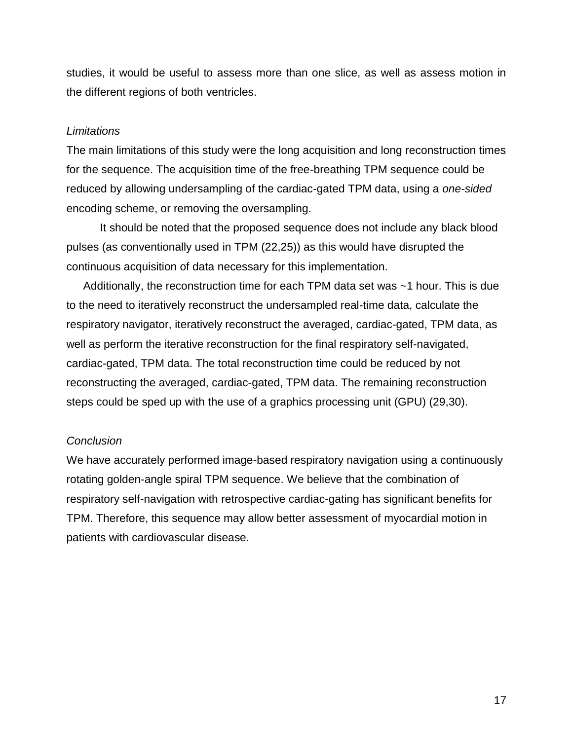studies, it would be useful to assess more than one slice, as well as assess motion in the different regions of both ventricles.

*Limitations*

The main limitations of this study were the long acquisition and long reconstruction times for the sequence. The acquisition time of the free-breathing TPM sequence could be reduced by allowing undersampling of the cardiac-gated TPM data, using a *one-sided* encoding scheme, or removing the oversampling.

It should be noted that the proposed sequence does not include any black blood pulses (as conventionally used in TPM (22,25)) as this would have disrupted the continuous acquisition of data necessary for this implementation.

Additionally, the reconstruction time for each TPM data set was ~1 hour. This is due to the need to iteratively reconstruct the undersampled real-time data, calculate the respiratory navigator, iteratively reconstruct the averaged, cardiac-gated, TPM data, as well as perform the iterative reconstruction for the final respiratory self-navigated, cardiac-gated, TPM data. The total reconstruction time could be reduced by not reconstructing the averaged, cardiac-gated, TPM data. The remaining reconstruction steps could be sped up with the use of a graphics processing unit (GPU) (29,30).

*Conclusion*

We have accurately performed image-based respiratory navigation using a continuously rotating golden-angle spiral TPM sequence. We believe that the combination of respiratory self-navigation with retrospective cardiac-gating has significant benefits for TPM. Therefore, this sequence may allow better assessment of myocardial motion in patients with cardiovascular disease.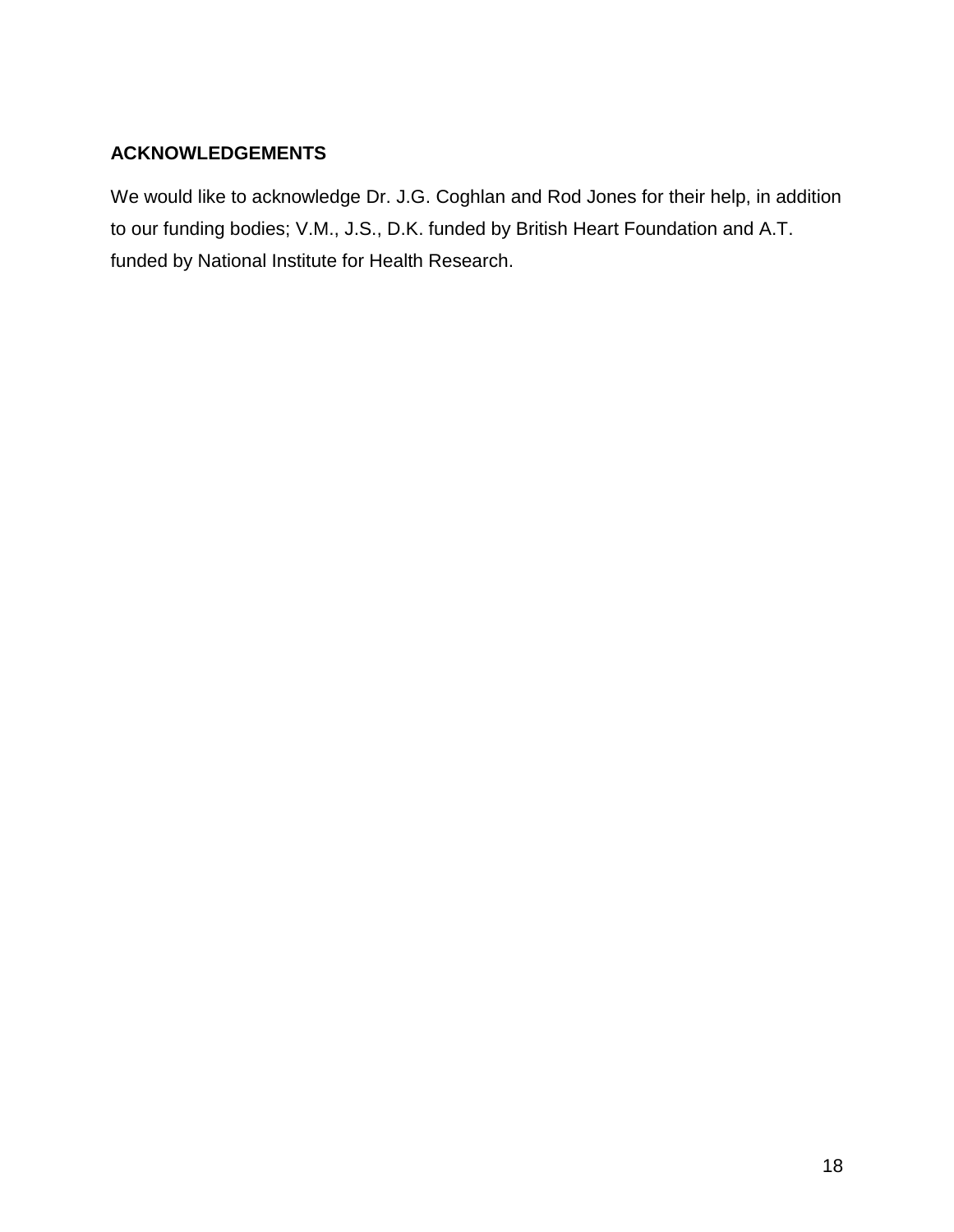## ACKNOWLEDGEMENTS

We would like to acknowledge Dr. J.G. Coghlan and Rod Jones for their help, in addition to our funding bodies; V.M., J.S., D.K. funded by British Heart Foundation and A.T. funded by National Institute for Health Research.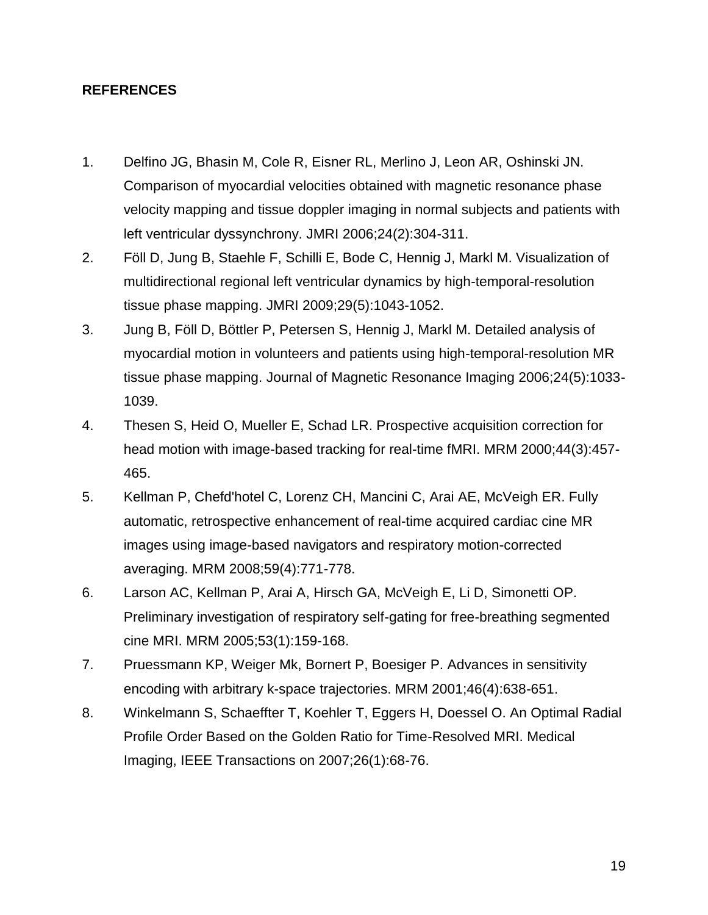**REFERENCES**

1. Delfino JG, Bhasin M, Cole R, Eisner RL, Merlino J, Leon AR, Oshinski JN. Comparison of myocardial velocities obtained with magnetic resonance phase velocity mapping and tissue doppler imaging in normal subjects and patients with left ventricular dyssynchrony. JMRI 2006;24(2):304-311.
2. Föll D, Jung B, Staehle F, Schilli E, Bode C, Hennig J, Markl M. Visualization of multidirectional regional left ventricular dynamics by high-temporal-resolution tissue phase mapping. JMRI 2009;29(5):1043-1052.
3. Jung B, Föll D, Böttler P, Petersen S, Hennig J, Markl M. Detailed analysis of myocardial motion in volunteers and patients using high-temporal-resolution MR tissue phase mapping. Journal of Magnetic Resonance Imaging 2006;24(5):1033-1039.
4. Thesen S, Heid O, Mueller E, Schad LR. Prospective acquisition correction for head motion with image-based tracking for real-time fMRI. MRM 2000;44(3):457-465.
5. Kellman P, Chefd'hotel C, Lorenz CH, Mancini C, Arai AE, McVeigh ER. Fully automatic, retrospective enhancement of real-time acquired cardiac cine MR images using image-based navigators and respiratory motion-corrected averaging. MRM 2008;59(4):771-778.
6. Larson AC, Kellman P, Arai A, Hirsch GA, McVeigh E, Li D, Simonetti OP. Preliminary investigation of respiratory self-gating for free-breathing segmented cine MRI. MRM 2005;53(1):159-168.
7. Pruessmann KP, Weiger Mk, Bornert P, Boesiger P. Advances in sensitivity encoding with arbitrary k-space trajectories. MRM 2001;46(4):638-651.
8. Winkelmann S, Schaeffter T, Koehler T, Eggers H, Doessel O. An Optimal Radial Profile Order Based on the Golden Ratio for Time-Resolved MRI. Medical Imaging, IEEE Transactions on 2007;26(1):68-76.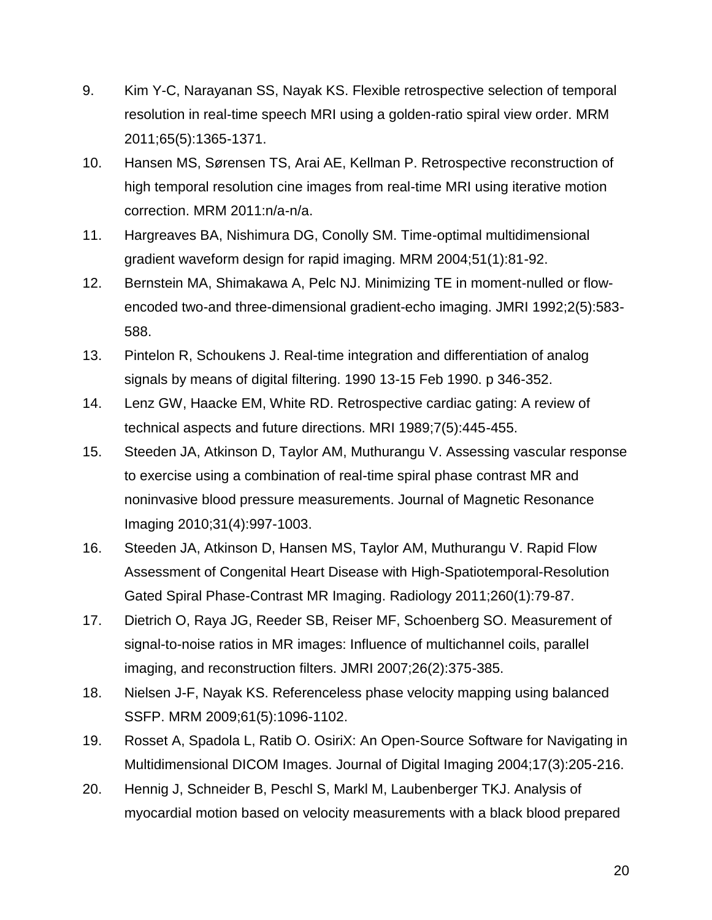9. Kim Y-C, Narayanan SS, Nayak KS. Flexible retrospective selection of temporal resolution in real-time speech MRI using a golden-ratio spiral view order. MRM 2011;65(5):1365-1371.
10. Hansen MS, Sørensen TS, Arai AE, Kellman P. Retrospective reconstruction of high temporal resolution cine images from real-time MRI using iterative motion correction. MRM 2011:n/a-n/a.
11. Hargreaves BA, Nishimura DG, Conolly SM. Time-optimal multidimensional gradient waveform design for rapid imaging. MRM 2004;51(1):81-92.
12. Bernstein MA, Shimakawa A, Pelc NJ. Minimizing TE in moment-nulled or flow-encoded two-and three-dimensional gradient-echo imaging. JMRI 1992;2(5):583-588.
13. Pintelon R, Schoukens J. Real-time integration and differentiation of analog signals by means of digital filtering. 1990 13-15 Feb 1990. p 346-352.
14. Lenz GW, Haacke EM, White RD. Retrospective cardiac gating: A review of technical aspects and future directions. MRI 1989;7(5):445-455.
15. Steeden JA, Atkinson D, Taylor AM, Muthurangu V. Assessing vascular response to exercise using a combination of real-time spiral phase contrast MR and noninvasive blood pressure measurements. Journal of Magnetic Resonance Imaging 2010;31(4):997-1003.
16. Steeden JA, Atkinson D, Hansen MS, Taylor AM, Muthurangu V. Rapid Flow Assessment of Congenital Heart Disease with High-Spatiotemporal-Resolution Gated Spiral Phase-Contrast MR Imaging. Radiology 2011;260(1):79-87.
17. Dietrich O, Raya JG, Reeder SB, Reiser MF, Schoenberg SO. Measurement of signal-to-noise ratios in MR images: Influence of multichannel coils, parallel imaging, and reconstruction filters. JMRI 2007;26(2):375-385.
18. Nielsen J-F, Nayak KS. Referenceless phase velocity mapping using balanced SSFP. MRM 2009;61(5):1096-1102.
19. Rosset A, Spadola L, Ratib O. OsiriX: An Open-Source Software for Navigating in Multidimensional DICOM Images. Journal of Digital Imaging 2004;17(3):205-216.
20. Hennig J, Schneider B, Peschl S, Markl M, Laubenberger TKJ. Analysis of myocardial motion based on velocity measurements with a black blood prepared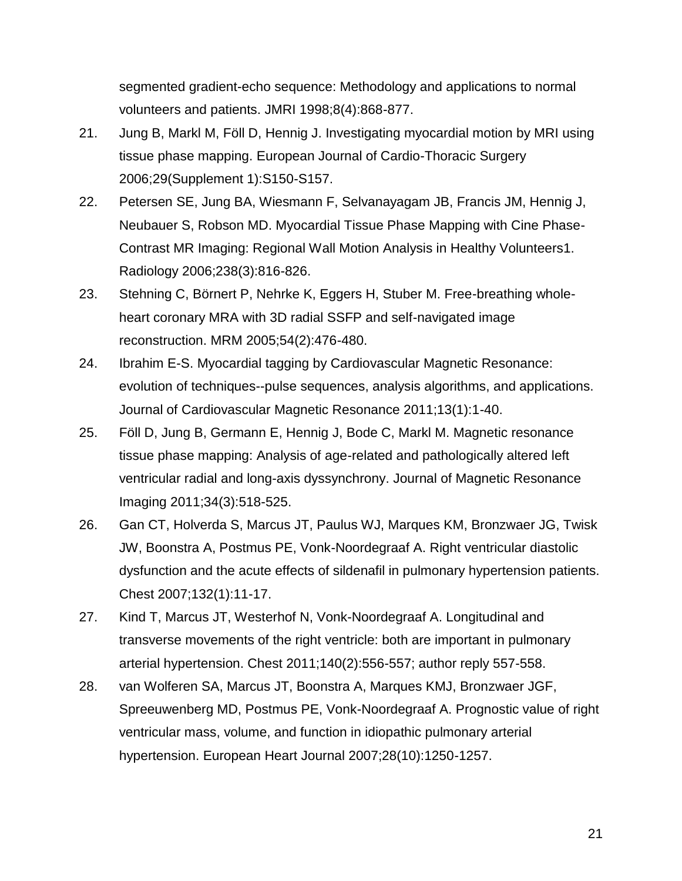segmented gradient-echo sequence: Methodology and applications to normal volunteers and patients. JMRI 1998;8(4):868-877.

21. Jung B, Markl M, Föll D, Hennig J. Investigating myocardial motion by MRI using tissue phase mapping. European Journal of Cardio-Thoracic Surgery 2006;29(Supplement 1):S150-S157.

22. Petersen SE, Jung BA, Wiesmann F, Selvanayagam JB, Francis JM, Hennig J, Neubauer S, Robson MD. Myocardial Tissue Phase Mapping with Cine Phase-Contrast MR Imaging: Regional Wall Motion Analysis in Healthy Volunteers1. Radiology 2006;238(3):816-826.

23. Stehning C, Börnert P, Nehrke K, Eggers H, Stuber M. Free-breathing whole-heart coronary MRA with 3D radial SSFP and self-navigated image reconstruction. MRM 2005;54(2):476-480.

24. Ibrahim E-S. Myocardial tagging by Cardiovascular Magnetic Resonance: evolution of techniques--pulse sequences, analysis algorithms, and applications. Journal of Cardiovascular Magnetic Resonance 2011;13(1):1-40.

25. Föll D, Jung B, Germann E, Hennig J, Bode C, Markl M. Magnetic resonance tissue phase mapping: Analysis of age-related and pathologically altered left ventricular radial and long-axis dyssynchrony. Journal of Magnetic Resonance Imaging 2011;34(3):518-525.

26. Gan CT, Holverda S, Marcus JT, Paulus WJ, Marques KM, Bronzwaer JG, Twisk JW, Boonstra A, Postmus PE, Vonk-Noordegraaf A. Right ventricular diastolic dysfunction and the acute effects of sildenafil in pulmonary hypertension patients. Chest 2007;132(1):11-17.

27. Kind T, Marcus JT, Westerhof N, Vonk-Noordegraaf A. Longitudinal and transverse movements of the right ventricle: both are important in pulmonary arterial hypertension. Chest 2011;140(2):556-557; author reply 557-558.

28. van Wolferen SA, Marcus JT, Boonstra A, Marques KMJ, Bronzwaer JGF, Spreeuwenberg MD, Postmus PE, Vonk-Noordegraaf A. Prognostic value of right ventricular mass, volume, and function in idiopathic pulmonary arterial hypertension. European Heart Journal 2007;28(10):1250-1257.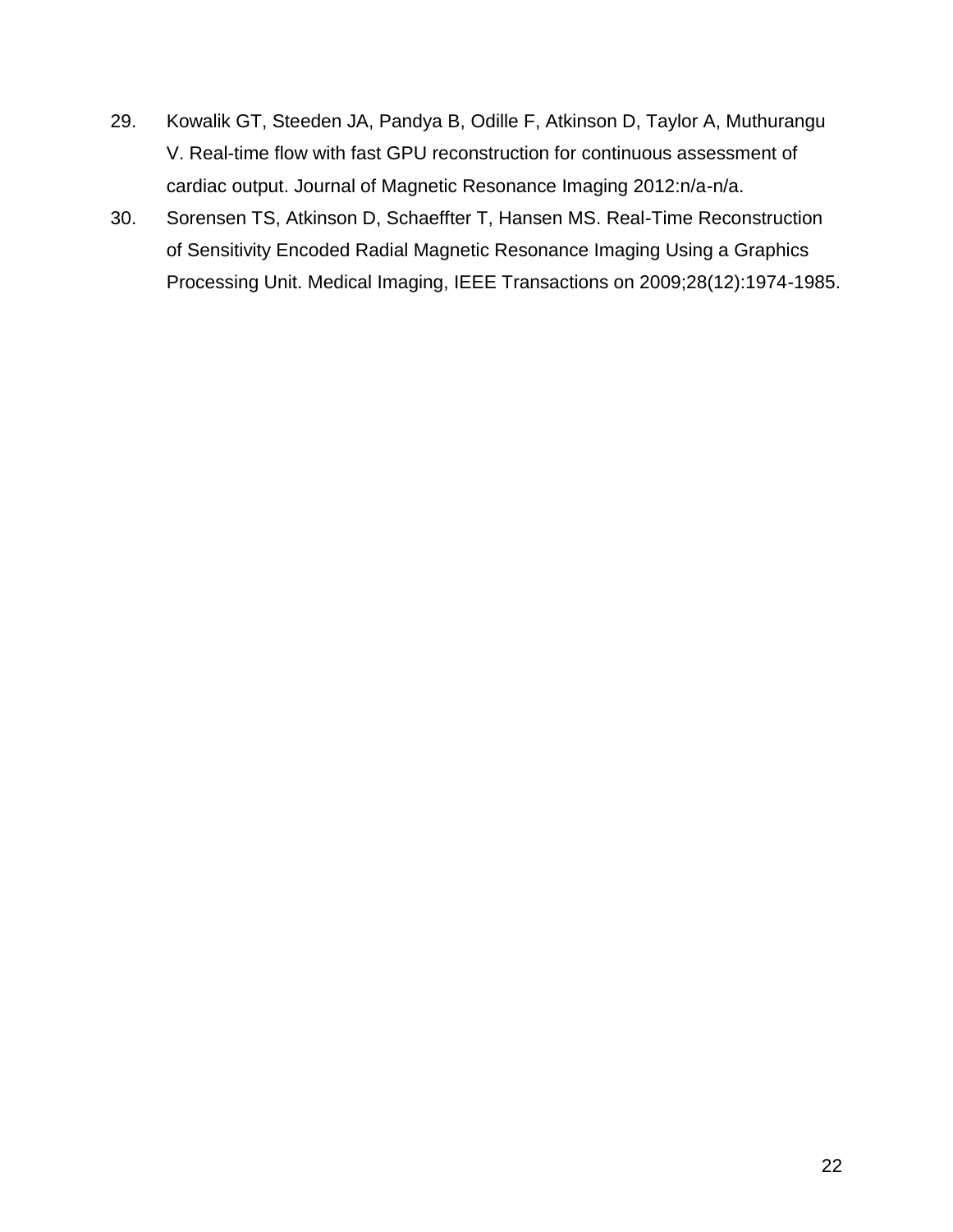29. Kowalik GT, Steeden JA, Pandya B, Odille F, Atkinson D, Taylor A, Muthurangu V. Real-time flow with fast GPU reconstruction for continuous assessment of cardiac output. Journal of Magnetic Resonance Imaging 2012:n/a-n/a.
30. Sorensen TS, Atkinson D, Schaeffter T, Hansen MS. Real-Time Reconstruction of Sensitivity Encoded Radial Magnetic Resonance Imaging Using a Graphics Processing Unit. Medical Imaging, IEEE Transactions on 2009;28(12):1974-1985.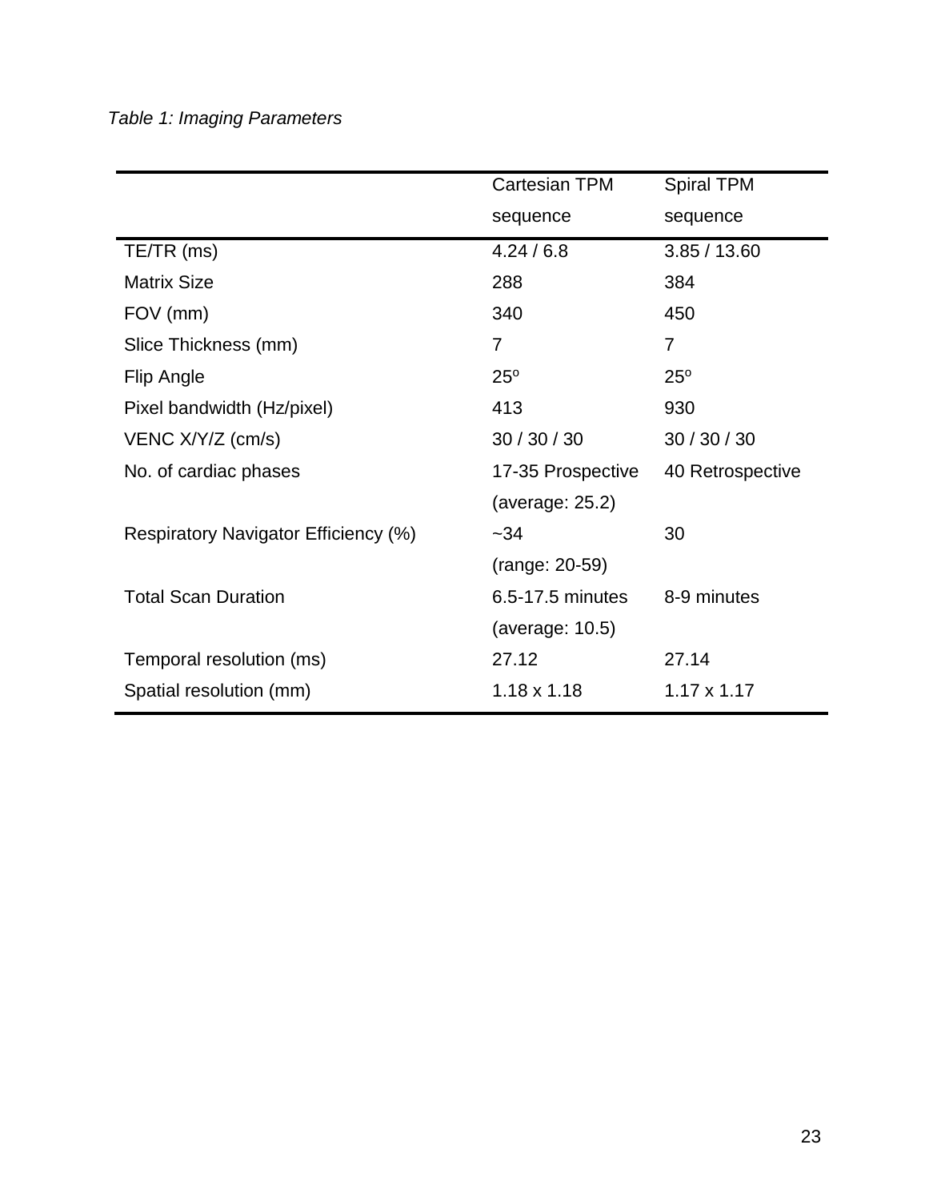*Table 1: Imaging Parameters*

| | Cartesian TPM sequence | Spiral TPM sequence |
|---|---|---|
| TE/TR (ms) | 4.24 / 6.8 | 3.85 / 13.60 |
| Matrix Size | 288 | 384 |
| FOV (mm) | 340 | 450 |
| Slice Thickness (mm) | 7 | 7 |
| Flip Angle | 25º | 25º |
| Pixel bandwidth (Hz/pixel) | 413 | 930 |
| VENC X/Y/Z (cm/s) | 30 / 30 / 30 | 30 / 30 / 30 |
| No. of cardiac phases | 17-35 Prospective (average: 25.2) | 40 Retrospective |
| Respiratory Navigator Efficiency (%) | ~34 (range: 20-59) | 30 |
| Total Scan Duration | 6.5-17.5 minutes (average: 10.5) | 8-9 minutes |
| Temporal resolution (ms) | 27.12 | 27.14 |
| Spatial resolution (mm) | 1.18 x 1.18 | 1.17 x 1.17 |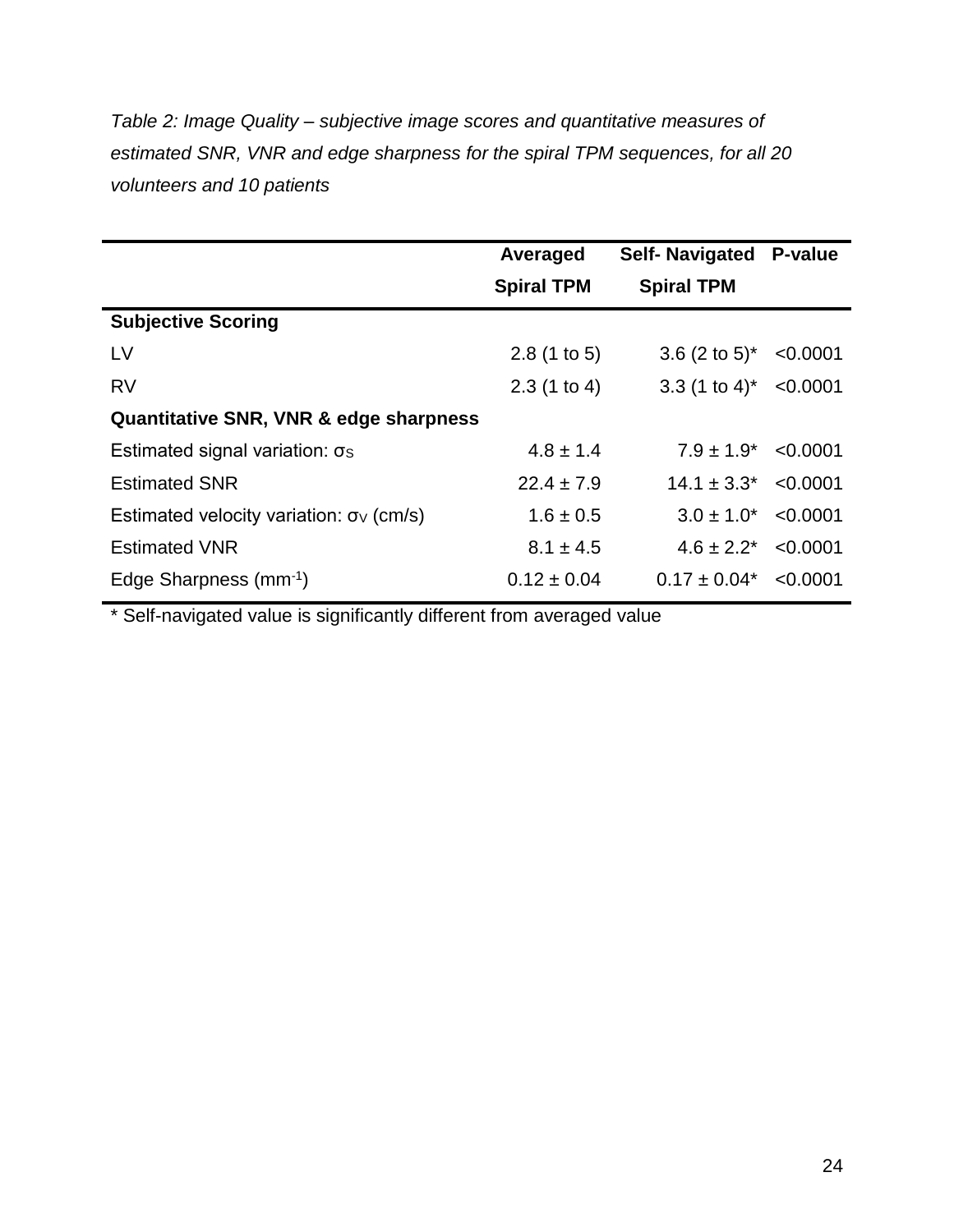*Table 2: Image Quality – subjective image scores and quantitative measures of estimated SNR, VNR and edge sharpness for the spiral TPM sequences, for all 20 volunteers and 10 patients*

| | Averaged Spiral TPM | Self- Navigated Spiral TPM | P-value |
|---|---|---|---|
| **Subjective Scoring** | | | |
| LV | 2.8 (1 to 5) | 3.6 (2 to 5)* | <0.0001 |
| RV | 2.3 (1 to 4) | 3.3 (1 to 4)* | <0.0001 |
| **Quantitative SNR, VNR & edge sharpness** | | | |
| Estimated signal variation: $\sigma_S$ | 4.8 ± 1.4 | 7.9 ± 1.9* | <0.0001 |
| Estimated SNR | 22.4 ± 7.9 | 14.1 ± 3.3* | <0.0001 |
| Estimated velocity variation: $\sigma_V$ (cm/s) | 1.6 ± 0.5 | 3.0 ± 1.0* | <0.0001 |
| Estimated VNR | 8.1 ± 4.5 | 4.6 ± 2.2* | <0.0001 |
| Edge Sharpness ($mm^{-1}$) | 0.12 ± 0.04 | 0.17 ± 0.04* | <0.0001 |

* Self-navigated value is significantly different from averaged value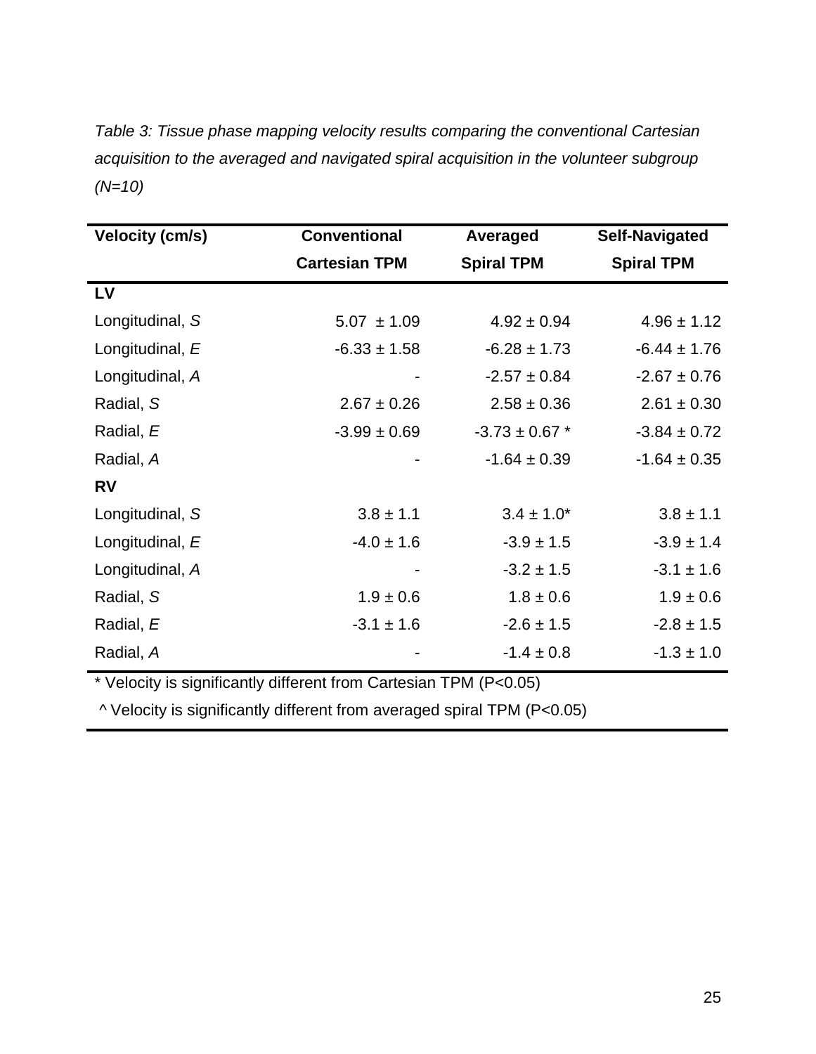*Table 3: Tissue phase mapping velocity results comparing the conventional Cartesian acquisition to the averaged and navigated spiral acquisition in the volunteer subgroup (N=10)*

| Velocity (cm/s) | Conventional Cartesian TPM | Averaged Spiral TPM | Self-Navigated Spiral TPM |
|---|---|---|---|
| **LV** | | | |
| Longitudinal, *S* | 5.07 ± 1.09 | 4.92 ± 0.94 | 4.96 ± 1.12 |
| Longitudinal, *E* | -6.33 ± 1.58 | -6.28 ± 1.73 | -6.44 ± 1.76 |
| Longitudinal, *A* | - | -2.57 ± 0.84 | -2.67 ± 0.76 |
| Radial, *S* | 2.67 ± 0.26 | 2.58 ± 0.36 | 2.61 ± 0.30 |
| Radial, *E* | -3.99 ± 0.69 | -3.73 ± 0.67 * | -3.84 ± 0.72 |
| Radial, *A* | - | -1.64 ± 0.39 | -1.64 ± 0.35 |
| **RV** | | | |
| Longitudinal, *S* | 3.8 ± 1.1 | 3.4 ± 1.0* | 3.8 ± 1.1 |
| Longitudinal, *E* | -4.0 ± 1.6 | -3.9 ± 1.5 | -3.9 ± 1.4 |
| Longitudinal, *A* | - | -3.2 ± 1.5 | -3.1 ± 1.6 |
| Radial, *S* | 1.9 ± 0.6 | 1.8 ± 0.6 | 1.9 ± 0.6 |
| Radial, *E* | -3.1 ± 1.6 | -2.6 ± 1.5 | -2.8 ± 1.5 |
| Radial, *A* | - | -1.4 ± 0.8 | -1.3 ± 1.0 |

* Velocity is significantly different from Cartesian TPM ($P<0.05$)

^ Velocity is significantly different from averaged spiral TPM ($P<0.05$)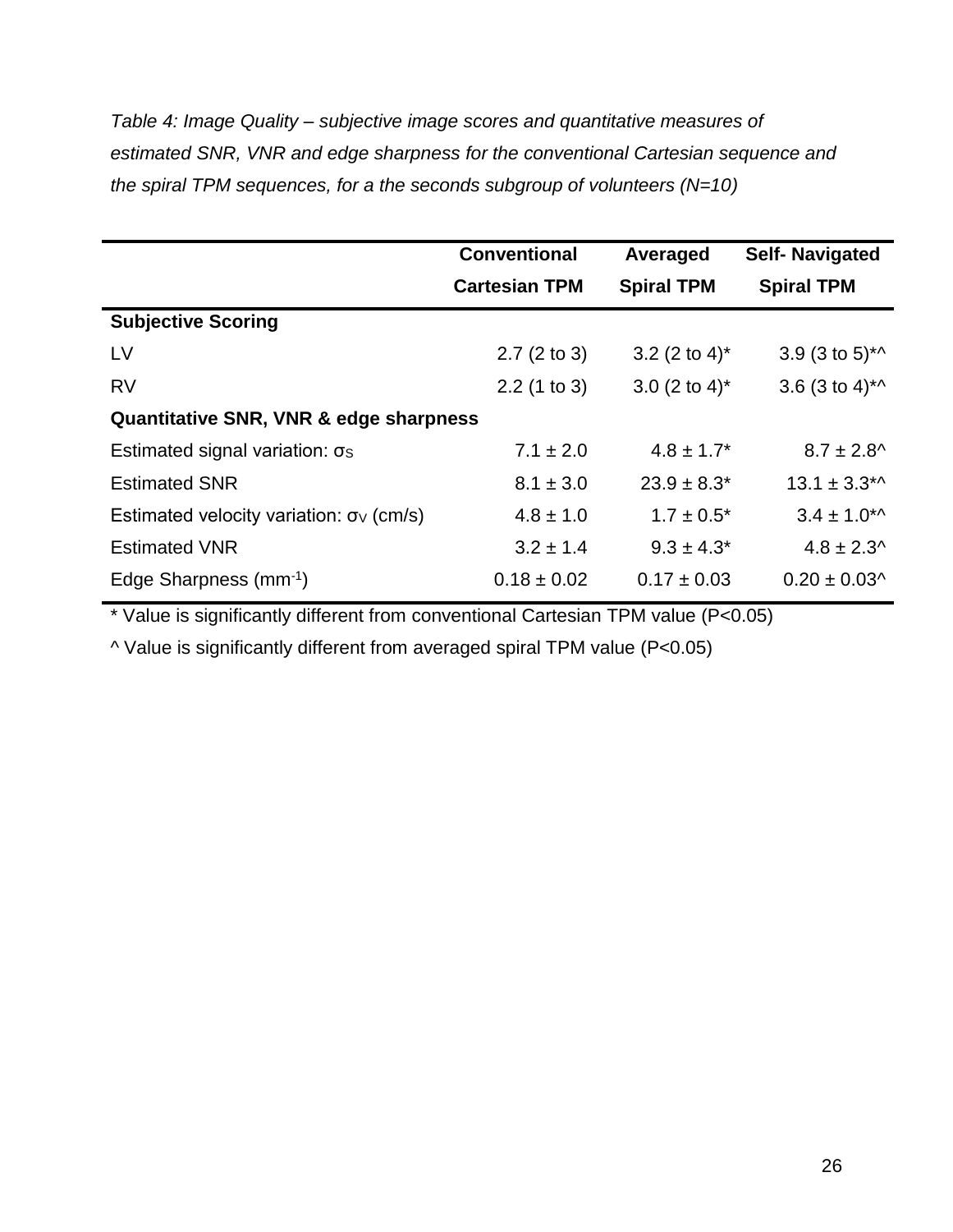*Table 4: Image Quality – subjective image scores and quantitative measures of estimated SNR, VNR and edge sharpness for the conventional Cartesian sequence and the spiral TPM sequences, for a the seconds subgroup of volunteers (N=10)*

| | Conventional Cartesian TPM | Averaged Spiral TPM | Self- Navigated Spiral TPM |
|---|---|---|---|
| **Subjective Scoring** | | | |
| LV | 2.7 (2 to 3) | 3.2 (2 to 4)* | 3.9 (3 to 5)*^ |
| RV | 2.2 (1 to 3) | 3.0 (2 to 4)* | 3.6 (3 to 4)*^ |
| **Quantitative SNR, VNR & edge sharpness** | | | |
| Estimated signal variation: $\sigma_S$ | 7.1 ± 2.0 | 4.8 ± 1.7* | 8.7 ± 2.8^ |
| Estimated SNR | 8.1 ± 3.0 | 23.9 ± 8.3* | 13.1 ± 3.3*^ |
| Estimated velocity variation: $\sigma_V$ (cm/s) | 4.8 ± 1.0 | 1.7 ± 0.5* | 3.4 ± 1.0*^ |
| Estimated VNR | 3.2 ± 1.4 | 9.3 ± 4.3* | 4.8 ± 2.3^ |
| Edge Sharpness ($mm^{-1}$) | 0.18 ± 0.02 | 0.17 ± 0.03 | 0.20 ± 0.03^ |

\* Value is significantly different from conventional Cartesian TPM value (P<0.05)

^ Value is significantly different from averaged spiral TPM value (P<0.05)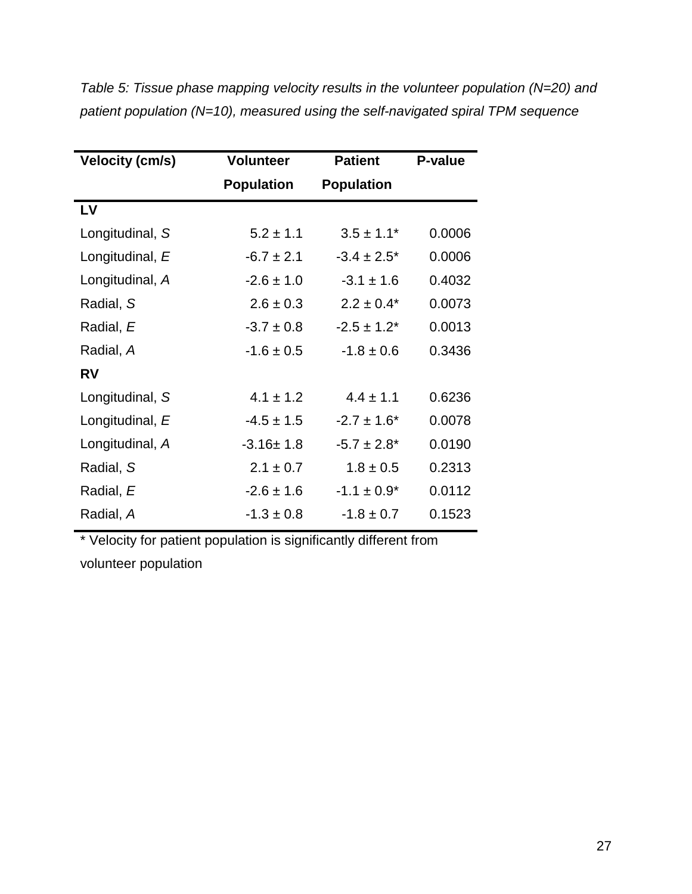*Table 5: Tissue phase mapping velocity results in the volunteer population (N=20) and patient population (N=10), measured using the self-navigated spiral TPM sequence*

| Velocity (cm/s) | Volunteer Population | Patient Population | P-value |
|---|---|---|---|
| **LV** | | | |
| Longitudinal, *S* | 5.2 ± 1.1 | 3.5 ± 1.1* | 0.0006 |
| Longitudinal, *E* | -6.7 ± 2.1 | -3.4 ± 2.5* | 0.0006 |
| Longitudinal, *A* | -2.6 ± 1.0 | -3.1 ± 1.6 | 0.4032 |
| Radial, *S* | 2.6 ± 0.3 | 2.2 ± 0.4* | 0.0073 |
| Radial, *E* | -3.7 ± 0.8 | -2.5 ± 1.2* | 0.0013 |
| Radial, *A* | -1.6 ± 0.5 | -1.8 ± 0.6 | 0.3436 |
| **RV** | | | |
| Longitudinal, *S* | 4.1 ± 1.2 | 4.4 ± 1.1 | 0.6236 |
| Longitudinal, *E* | -4.5 ± 1.5 | -2.7 ± 1.6* | 0.0078 |
| Longitudinal, *A* | -3.16± 1.8 | -5.7 ± 2.8* | 0.0190 |
| Radial, *S* | 2.1 ± 0.7 | 1.8 ± 0.5 | 0.2313 |
| Radial, *E* | -2.6 ± 1.6 | -1.1 ± 0.9* | 0.0112 |
| Radial, *A* | -1.3 ± 0.8 | -1.8 ± 0.7 | 0.1523 |

* Velocity for patient population is significantly different from volunteer population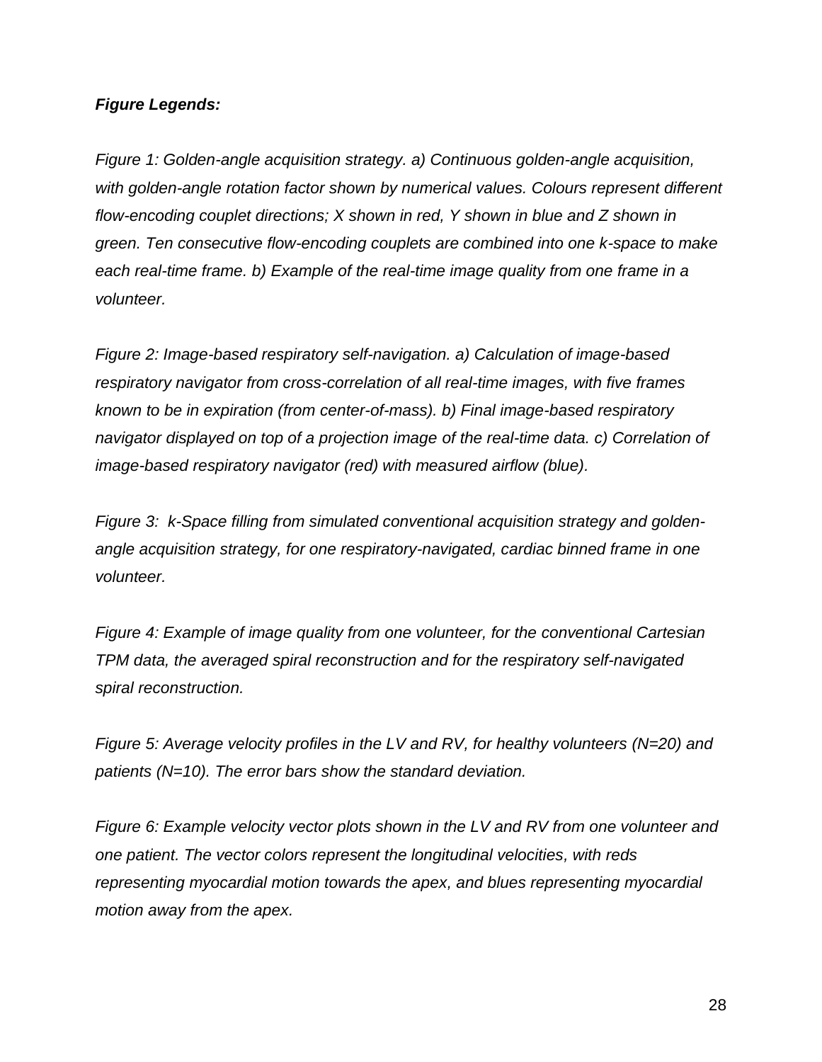***Figure Legends:***

*Figure 1: Golden-angle acquisition strategy. a) Continuous golden-angle acquisition, with golden-angle rotation factor shown by numerical values. Colours represent different flow-encoding couplet directions; X shown in red, Y shown in blue and Z shown in green. Ten consecutive flow-encoding couplets are combined into one k-space to make each real-time frame. b) Example of the real-time image quality from one frame in a volunteer.*

*Figure 2: Image-based respiratory self-navigation. a) Calculation of image-based respiratory navigator from cross-correlation of all real-time images, with five frames known to be in expiration (from center-of-mass). b) Final image-based respiratory navigator displayed on top of a projection image of the real-time data. c) Correlation of image-based respiratory navigator (red) with measured airflow (blue).*

*Figure 3: k-Space filling from simulated conventional acquisition strategy and golden-angle acquisition strategy, for one respiratory-navigated, cardiac binned frame in one volunteer.*

*Figure 4: Example of image quality from one volunteer, for the conventional Cartesian TPM data, the averaged spiral reconstruction and for the respiratory self-navigated spiral reconstruction.*

*Figure 5: Average velocity profiles in the LV and RV, for healthy volunteers (N=20) and patients (N=10). The error bars show the standard deviation.*

*Figure 6: Example velocity vector plots shown in the LV and RV from one volunteer and one patient. The vector colors represent the longitudinal velocities, with reds representing myocardial motion towards the apex, and blues representing myocardial motion away from the apex.*